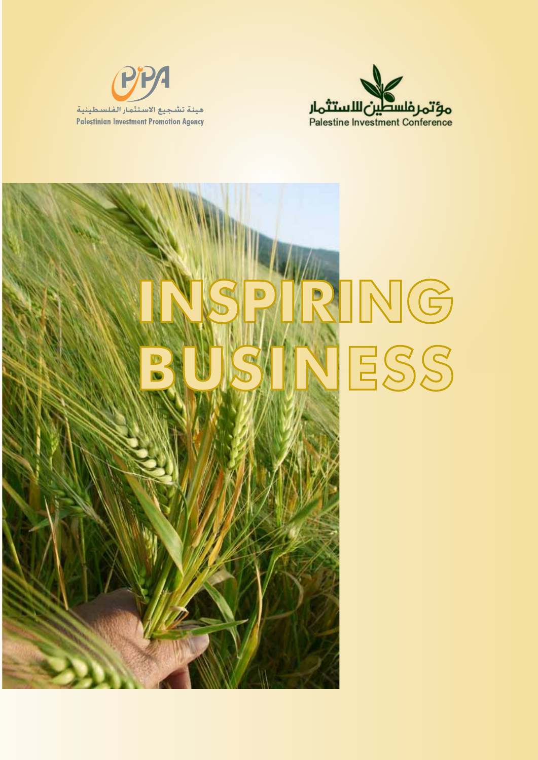هيئة تشجيع الاستثمار الفلسطينية
Palestinian Investment Promotion Agency

مؤتمر فلسطين للاستثمار
Palestine Investment Conference

# INSPIRING BUSINESS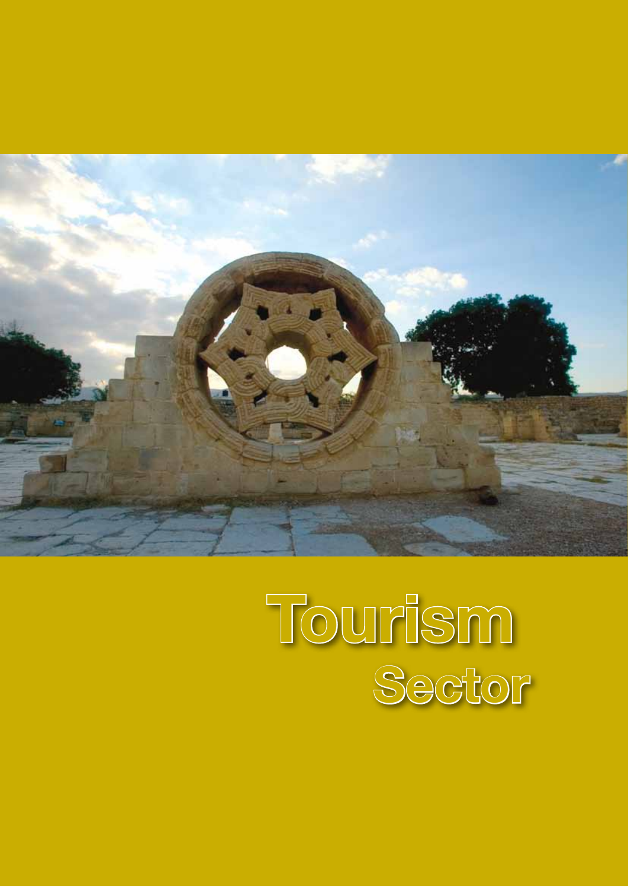# Tourism Sector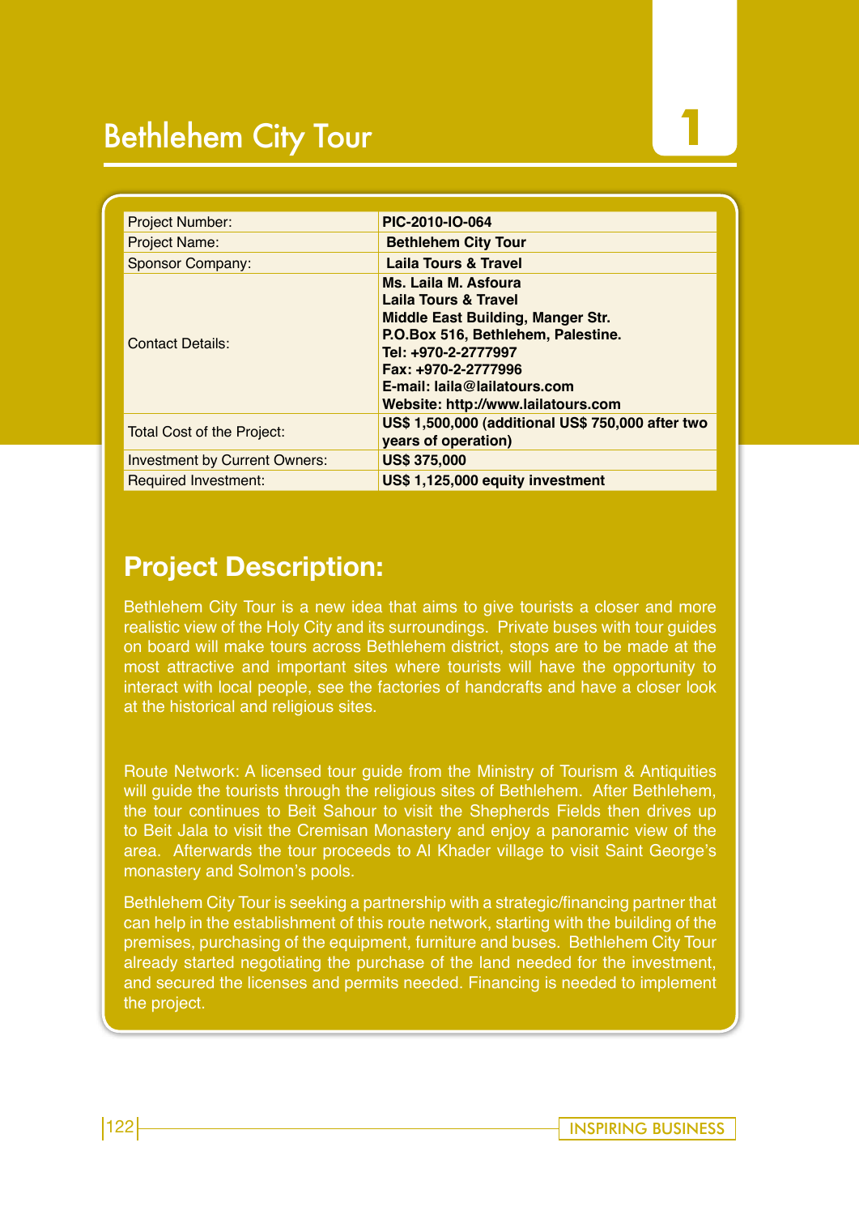# Bethlehem City Tour

1

| Project Number: | **PIC-2010-IO-064** |
| --- | --- |
| Project Name: | **Bethlehem City Tour** |
| Sponsor Company: | **Laila Tours & Travel** |
| Contact Details: | **Ms. Laila M. Asfoura**<br>**Laila Tours & Travel**<br>**Middle East Building, Manger Str.**<br>**P.O.Box 516, Bethlehem, Palestine.**<br>**Tel: +970-2-2777997**<br>**Fax: +970-2-2777996**<br>**E-mail: laila@lailatours.com**<br>**Website: http://www.lailatours.com** |
| Total Cost of the Project: | **US$ 1,500,000 (additional US$ 750,000 after two years of operation)** |
| Investment by Current Owners: | **US$ 375,000** |
| Required Investment: | **US$ 1,125,000 equity investment** |

## Project Description:

Bethlehem City Tour is a new idea that aims to give tourists a closer and more realistic view of the Holy City and its surroundings. Private buses with tour guides on board will make tours across Bethlehem district, stops are to be made at the most attractive and important sites where tourists will have the opportunity to interact with local people, see the factories of handcrafts and have a closer look at the historical and religious sites.

Route Network: A licensed tour guide from the Ministry of Tourism & Antiquities will guide the tourists through the religious sites of Bethlehem. After Bethlehem, the tour continues to Beit Sahour to visit the Shepherds Fields then drives up to Beit Jala to visit the Cremisan Monastery and enjoy a panoramic view of the area. Afterwards the tour proceeds to Al Khader village to visit Saint George's monastery and Solmon's pools.

Bethlehem City Tour is seeking a partnership with a strategic/financing partner that can help in the establishment of this route network, starting with the building of the premises, purchasing of the equipment, furniture and buses. Bethlehem City Tour already started negotiating the purchase of the land needed for the investment, and secured the licenses and permits needed. Financing is needed to implement the project.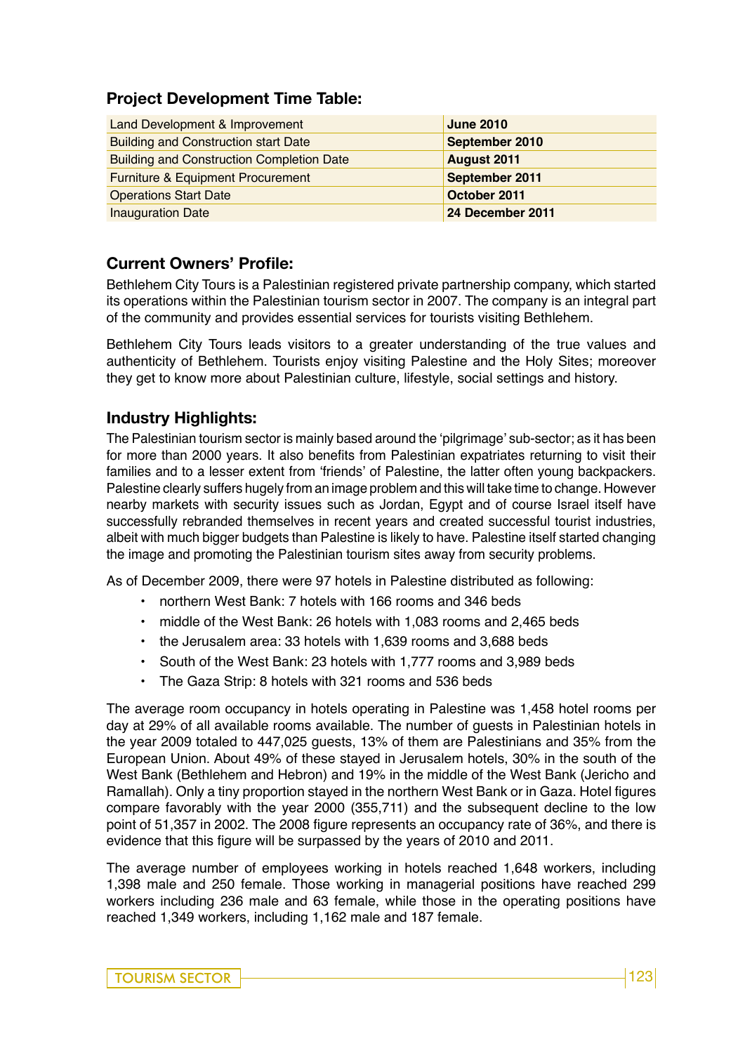## Project Development Time Table:

| Land Development & Improvement | **June 2010** |
|---|---|
| Building and Construction start Date | **September 2010** |
| Building and Construction Completion Date | **August 2011** |
| Furniture & Equipment Procurement | **September 2011** |
| Operations Start Date | **October 2011** |
| Inauguration Date | **24 December 2011** |

## Current Owners' Profile:

Bethlehem City Tours is a Palestinian registered private partnership company, which started its operations within the Palestinian tourism sector in 2007. The company is an integral part of the community and provides essential services for tourists visiting Bethlehem.

Bethlehem City Tours leads visitors to a greater understanding of the true values and authenticity of Bethlehem. Tourists enjoy visiting Palestine and the Holy Sites; moreover they get to know more about Palestinian culture, lifestyle, social settings and history.

## Industry Highlights:

The Palestinian tourism sector is mainly based around the 'pilgrimage' sub-sector; as it has been for more than 2000 years. It also benefits from Palestinian expatriates returning to visit their families and to a lesser extent from 'friends' of Palestine, the latter often young backpackers. Palestine clearly suffers hugely from an image problem and this will take time to change. However nearby markets with security issues such as Jordan, Egypt and of course Israel itself have successfully rebranded themselves in recent years and created successful tourist industries, albeit with much bigger budgets than Palestine is likely to have. Palestine itself started changing the image and promoting the Palestinian tourism sites away from security problems.

As of December 2009, there were 97 hotels in Palestine distributed as following:

- northern West Bank: 7 hotels with 166 rooms and 346 beds
- middle of the West Bank: 26 hotels with 1,083 rooms and 2,465 beds
- the Jerusalem area: 33 hotels with 1,639 rooms and 3,688 beds
- South of the West Bank: 23 hotels with 1,777 rooms and 3,989 beds
- The Gaza Strip: 8 hotels with 321 rooms and 536 beds

The average room occupancy in hotels operating in Palestine was 1,458 hotel rooms per day at 29% of all available rooms available. The number of guests in Palestinian hotels in the year 2009 totaled to 447,025 guests, 13% of them are Palestinians and 35% from the European Union. About 49% of these stayed in Jerusalem hotels, 30% in the south of the West Bank (Bethlehem and Hebron) and 19% in the middle of the West Bank (Jericho and Ramallah). Only a tiny proportion stayed in the northern West Bank or in Gaza. Hotel figures compare favorably with the year 2000 (355,711) and the subsequent decline to the low point of 51,357 in 2002. The 2008 figure represents an occupancy rate of 36%, and there is evidence that this figure will be surpassed by the years of 2010 and 2011.

The average number of employees working in hotels reached 1,648 workers, including 1,398 male and 250 female. Those working in managerial positions have reached 299 workers including 236 male and 63 female, while those in the operating positions have reached 1,349 workers, including 1,162 male and 187 female.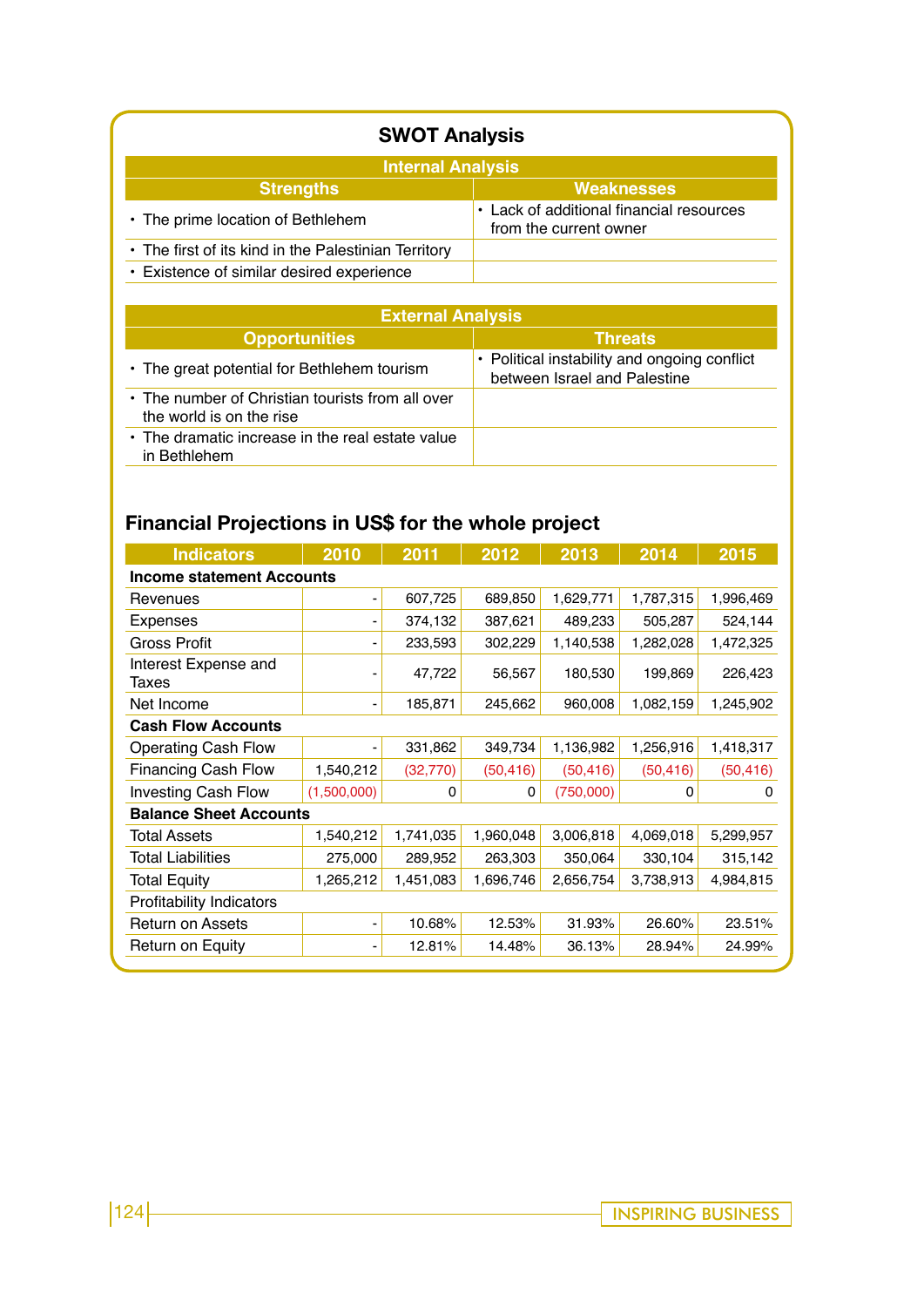## SWOT Analysis

| Internal Analysis | |
|---|---|
| **Strengths** | **Weaknesses** |
| • The prime location of Bethlehem | • Lack of additional financial resources from the current owner |
| • The first of its kind in the Palestinian Territory | |
| • Existence of similar desired experience | |

| External Analysis | |
|---|---|
| **Opportunities** | **Threats** |
| • The great potential for Bethlehem tourism | • Political instability and ongoing conflict between Israel and Palestine |
| • The number of Christian tourists from all over the world is on the rise | |
| • The dramatic increase in the real estate value in Bethlehem | |

## Financial Projections in US$ for the whole project

| Indicators | 2010 | 2011 | 2012 | 2013 | 2014 | 2015 |
|---|---|---|---|---|---|---|
| **Income statement Accounts** | | | | | | |
| Revenues | - | 607,725 | 689,850 | 1,629,771 | 1,787,315 | 1,996,469 |
| Expenses | - | 374,132 | 387,621 | 489,233 | 505,287 | 524,144 |
| Gross Profit | - | 233,593 | 302,229 | 1,140,538 | 1,282,028 | 1,472,325 |
| Interest Expense and Taxes | - | 47,722 | 56,567 | 180,530 | 199,869 | 226,423 |
| Net Income | - | 185,871 | 245,662 | 960,008 | 1,082,159 | 1,245,902 |
| **Cash Flow Accounts** | | | | | | |
| Operating Cash Flow | - | 331,862 | 349,734 | 1,136,982 | 1,256,916 | 1,418,317 |
| Financing Cash Flow | 1,540,212 | (32,770) | (50,416) | (50,416) | (50,416) | (50,416) |
| Investing Cash Flow | (1,500,000) | 0 | 0 | (750,000) | 0 | 0 |
| **Balance Sheet Accounts** | | | | | | |
| Total Assets | 1,540,212 | 1,741,035 | 1,960,048 | 3,006,818 | 4,069,018 | 5,299,957 |
| Total Liabilities | 275,000 | 289,952 | 263,303 | 350,064 | 330,104 | 315,142 |
| Total Equity | 1,265,212 | 1,451,083 | 1,696,746 | 2,656,754 | 3,738,913 | 4,984,815 |
| Profitability Indicators | | | | | | |
| Return on Assets | - | 10.68% | 12.53% | 31.93% | 26.60% | 23.51% |
| Return on Equity | - | 12.81% | 14.48% | 36.13% | 28.94% | 24.99% |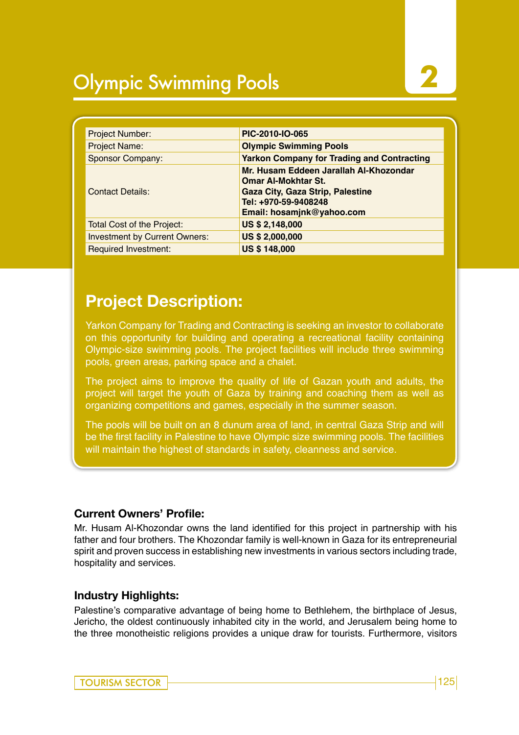# Olympic Swimming Pools

## 2

| | |
|---|---|
| Project Number: | **PIC-2010-IO-065** |
| Project Name: | **Olympic Swimming Pools** |
| Sponsor Company: | **Yarkon Company for Trading and Contracting** |
| Contact Details: | **Mr. Husam Eddeen Jarallah Al-Khozondar**<br>**Omar Al-Mokhtar St.**<br>**Gaza City, Gaza Strip, Palestine**<br>**Tel: +970-59-9408248**<br>**Email: hosamjnk@yahoo.com** |
| Total Cost of the Project: | **US $ 2,148,000** |
| Investment by Current Owners: | **US $ 2,000,000** |
| Required Investment: | **US $ 148,000** |

## Project Description:

Yarkon Company for Trading and Contracting is seeking an investor to collaborate on this opportunity for building and operating a recreational facility containing Olympic-size swimming pools. The project facilities will include three swimming pools, green areas, parking space and a chalet.

The project aims to improve the quality of life of Gazan youth and adults, the project will target the youth of Gaza by training and coaching them as well as organizing competitions and games, especially in the summer season.

The pools will be built on an 8 dunum area of land, in central Gaza Strip and will be the first facility in Palestine to have Olympic size swimming pools. The facilities will maintain the highest of standards in safety, cleanness and service.

### Current Owners' Profile:

Mr. Husam Al-Khozondar owns the land identified for this project in partnership with his father and four brothers. The Khozondar family is well-known in Gaza for its entrepreneurial spirit and proven success in establishing new investments in various sectors including trade, hospitality and services.

### Industry Highlights:

Palestine's comparative advantage of being home to Bethlehem, the birthplace of Jesus, Jericho, the oldest continuously inhabited city in the world, and Jerusalem being home to the three monotheistic religions provides a unique draw for tourists. Furthermore, visitors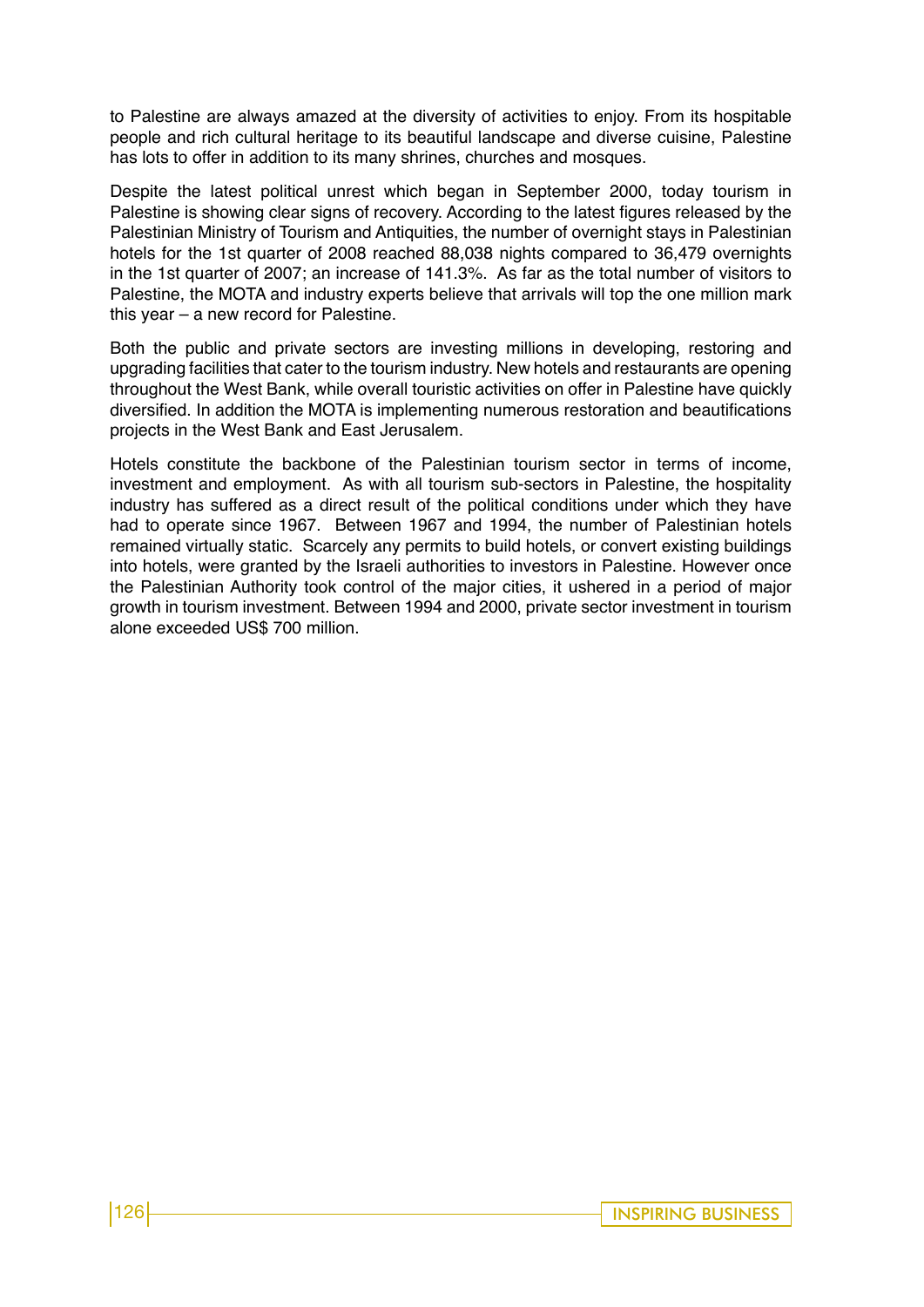to Palestine are always amazed at the diversity of activities to enjoy. From its hospitable people and rich cultural heritage to its beautiful landscape and diverse cuisine, Palestine has lots to offer in addition to its many shrines, churches and mosques.

Despite the latest political unrest which began in September 2000, today tourism in Palestine is showing clear signs of recovery. According to the latest figures released by the Palestinian Ministry of Tourism and Antiquities, the number of overnight stays in Palestinian hotels for the 1st quarter of 2008 reached 88,038 nights compared to 36,479 overnights in the 1st quarter of 2007; an increase of 141.3%. As far as the total number of visitors to Palestine, the MOTA and industry experts believe that arrivals will top the one million mark this year – a new record for Palestine.

Both the public and private sectors are investing millions in developing, restoring and upgrading facilities that cater to the tourism industry. New hotels and restaurants are opening throughout the West Bank, while overall touristic activities on offer in Palestine have quickly diversified. In addition the MOTA is implementing numerous restoration and beautifications projects in the West Bank and East Jerusalem.

Hotels constitute the backbone of the Palestinian tourism sector in terms of income, investment and employment. As with all tourism sub-sectors in Palestine, the hospitality industry has suffered as a direct result of the political conditions under which they have had to operate since 1967. Between 1967 and 1994, the number of Palestinian hotels remained virtually static. Scarcely any permits to build hotels, or convert existing buildings into hotels, were granted by the Israeli authorities to investors in Palestine. However once the Palestinian Authority took control of the major cities, it ushered in a period of major growth in tourism investment. Between 1994 and 2000, private sector investment in tourism alone exceeded US$ 700 million.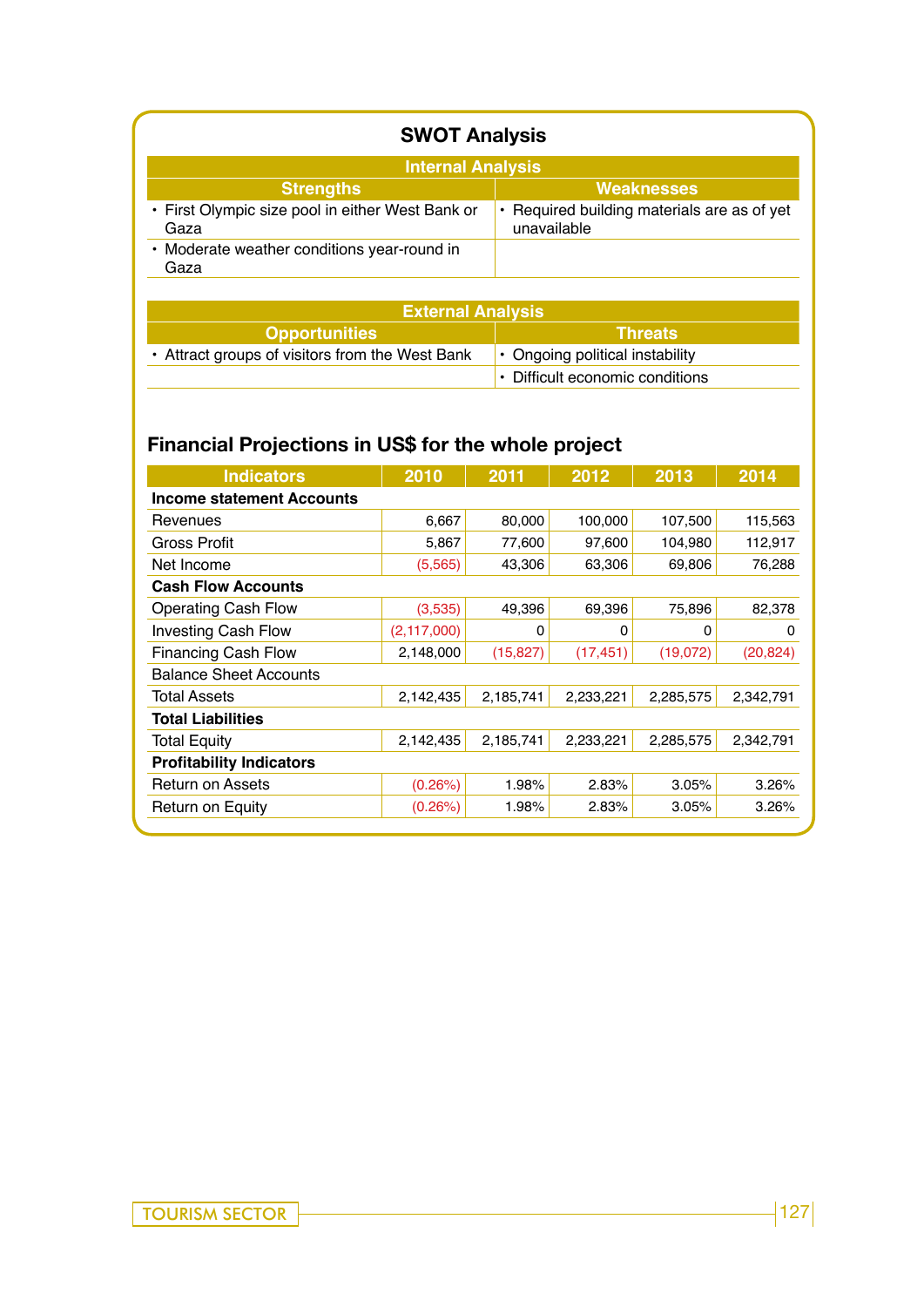## SWOT Analysis

| Internal Analysis | |
|---|---|
| **Strengths** | **Weaknesses** |
| • First Olympic size pool in either West Bank or Gaza | • Required building materials are as of yet unavailable |
| • Moderate weather conditions year-round in Gaza | |

| External Analysis | |
|---|---|
| **Opportunities** | **Threats** |
| • Attract groups of visitors from the West Bank | • Ongoing political instability |
| | • Difficult economic conditions |

## Financial Projections in US$ for the whole project

| Indicators | 2010 | 2011 | 2012 | 2013 | 2014 |
|---|---|---|---|---|---|
| **Income statement Accounts** | | | | | |
| Revenues | 6,667 | 80,000 | 100,000 | 107,500 | 115,563 |
| Gross Profit | 5,867 | 77,600 | 97,600 | 104,980 | 112,917 |
| Net Income | (5,565) | 43,306 | 63,306 | 69,806 | 76,288 |
| **Cash Flow Accounts** | | | | | |
| Operating Cash Flow | (3,535) | 49,396 | 69,396 | 75,896 | 82,378 |
| Investing Cash Flow | (2,117,000) | 0 | 0 | 0 | 0 |
| Financing Cash Flow | 2,148,000 | (15,827) | (17,451) | (19,072) | (20,824) |
| Balance Sheet Accounts | | | | | |
| Total Assets | 2,142,435 | 2,185,741 | 2,233,221 | 2,285,575 | 2,342,791 |
| **Total Liabilities** | | | | | |
| Total Equity | 2,142,435 | 2,185,741 | 2,233,221 | 2,285,575 | 2,342,791 |
| **Profitability Indicators** | | | | | |
| Return on Assets | (0.26%) | 1.98% | 2.83% | 3.05% | 3.26% |
| Return on Equity | (0.26%) | 1.98% | 2.83% | 3.05% | 3.26% |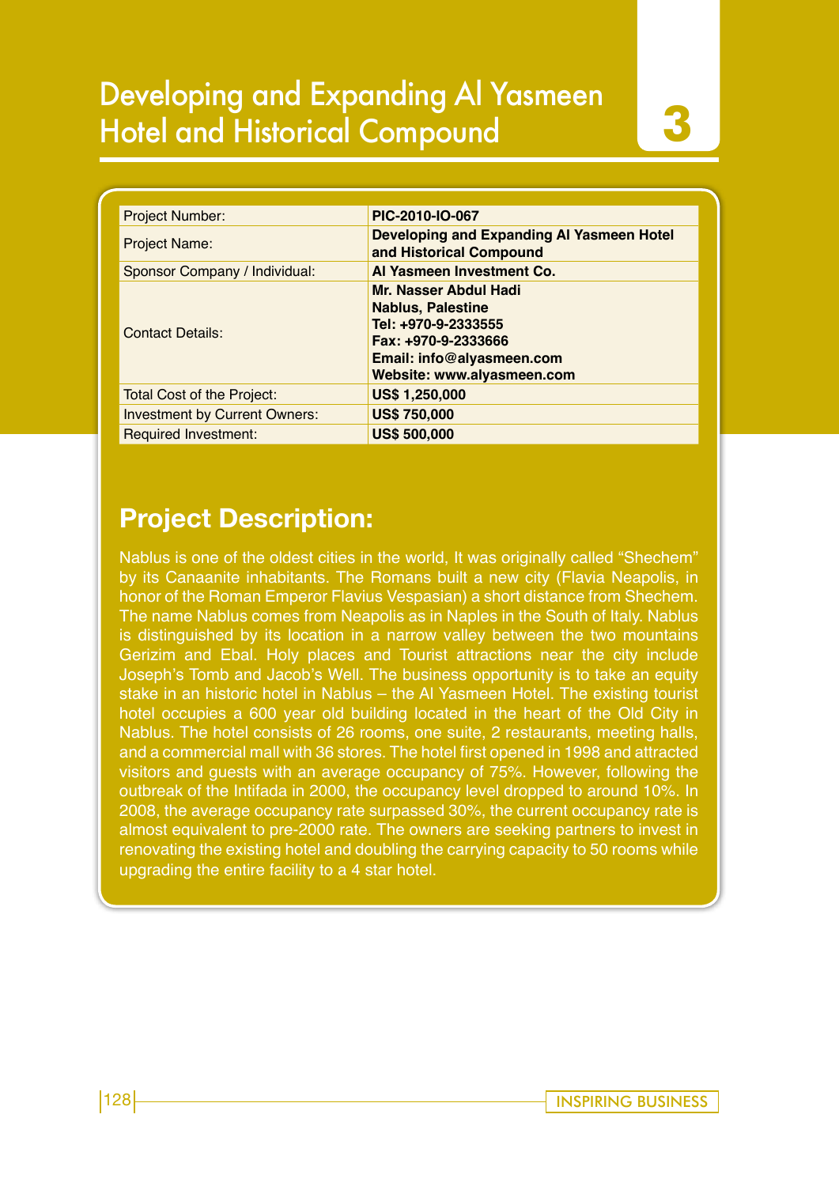# Developing and Expanding Al Yasmeen Hotel and Historical Compound

**3**

| | |
|---|---|
| Project Number: | **PIC-2010-IO-067** |
| Project Name: | **Developing and Expanding Al Yasmeen Hotel and Historical Compound** |
| Sponsor Company / Individual: | **Al Yasmeen Investment Co.** |
| Contact Details: | **Mr. Nasser Abdul Hadi**<br>**Nablus, Palestine**<br>**Tel: +970-9-2333555**<br>**Fax: +970-9-2333666**<br>**Email: info@alyasmeen.com**<br>**Website: www.alyasmeen.com** |
| Total Cost of the Project: | **US$ 1,250,000** |
| Investment by Current Owners: | **US$ 750,000** |
| Required Investment: | **US$ 500,000** |

## Project Description:

Nablus is one of the oldest cities in the world, It was originally called "Shechem" by its Canaanite inhabitants. The Romans built a new city (Flavia Neapolis, in honor of the Roman Emperor Flavius Vespasian) a short distance from Shechem. The name Nablus comes from Neapolis as in Naples in the South of Italy. Nablus is distinguished by its location in a narrow valley between the two mountains Gerizim and Ebal. Holy places and Tourist attractions near the city include Joseph's Tomb and Jacob's Well. The business opportunity is to take an equity stake in an historic hotel in Nablus – the Al Yasmeen Hotel. The existing tourist hotel occupies a 600 year old building located in the heart of the Old City in Nablus. The hotel consists of 26 rooms, one suite, 2 restaurants, meeting halls, and a commercial mall with 36 stores. The hotel first opened in 1998 and attracted visitors and guests with an average occupancy of 75%. However, following the outbreak of the Intifada in 2000, the occupancy level dropped to around 10%. In 2008, the average occupancy rate surpassed 30%, the current occupancy rate is almost equivalent to pre-2000 rate. The owners are seeking partners to invest in renovating the existing hotel and doubling the carrying capacity to 50 rooms while upgrading the entire facility to a 4 star hotel.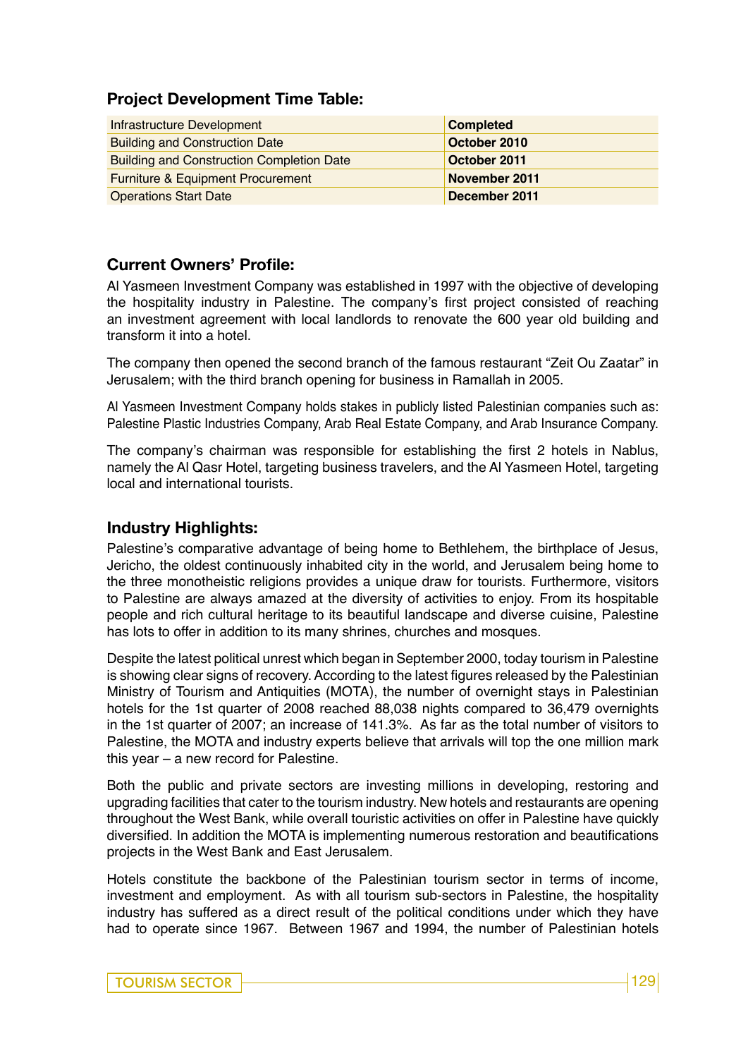## Project Development Time Table:

| | |
|---|---|
| Infrastructure Development | **Completed** |
| Building and Construction Date | **October 2010** |
| Building and Construction Completion Date | **October 2011** |
| Furniture & Equipment Procurement | **November 2011** |
| Operations Start Date | **December 2011** |

## Current Owners' Profile:

Al Yasmeen Investment Company was established in 1997 with the objective of developing the hospitality industry in Palestine. The company's first project consisted of reaching an investment agreement with local landlords to renovate the 600 year old building and transform it into a hotel.

The company then opened the second branch of the famous restaurant "Zeit Ou Zaatar" in Jerusalem; with the third branch opening for business in Ramallah in 2005.

Al Yasmeen Investment Company holds stakes in publicly listed Palestinian companies such as: Palestine Plastic Industries Company, Arab Real Estate Company, and Arab Insurance Company.

The company's chairman was responsible for establishing the first 2 hotels in Nablus, namely the Al Qasr Hotel, targeting business travelers, and the Al Yasmeen Hotel, targeting local and international tourists.

## Industry Highlights:

Palestine's comparative advantage of being home to Bethlehem, the birthplace of Jesus, Jericho, the oldest continuously inhabited city in the world, and Jerusalem being home to the three monotheistic religions provides a unique draw for tourists. Furthermore, visitors to Palestine are always amazed at the diversity of activities to enjoy. From its hospitable people and rich cultural heritage to its beautiful landscape and diverse cuisine, Palestine has lots to offer in addition to its many shrines, churches and mosques.

Despite the latest political unrest which began in September 2000, today tourism in Palestine is showing clear signs of recovery. According to the latest figures released by the Palestinian Ministry of Tourism and Antiquities (MOTA), the number of overnight stays in Palestinian hotels for the 1st quarter of 2008 reached 88,038 nights compared to 36,479 overnights in the 1st quarter of 2007; an increase of 141.3%. As far as the total number of visitors to Palestine, the MOTA and industry experts believe that arrivals will top the one million mark this year – a new record for Palestine.

Both the public and private sectors are investing millions in developing, restoring and upgrading facilities that cater to the tourism industry. New hotels and restaurants are opening throughout the West Bank, while overall touristic activities on offer in Palestine have quickly diversified. In addition the MOTA is implementing numerous restoration and beautifications projects in the West Bank and East Jerusalem.

Hotels constitute the backbone of the Palestinian tourism sector in terms of income, investment and employment. As with all tourism sub-sectors in Palestine, the hospitality industry has suffered as a direct result of the political conditions under which they have had to operate since 1967. Between 1967 and 1994, the number of Palestinian hotels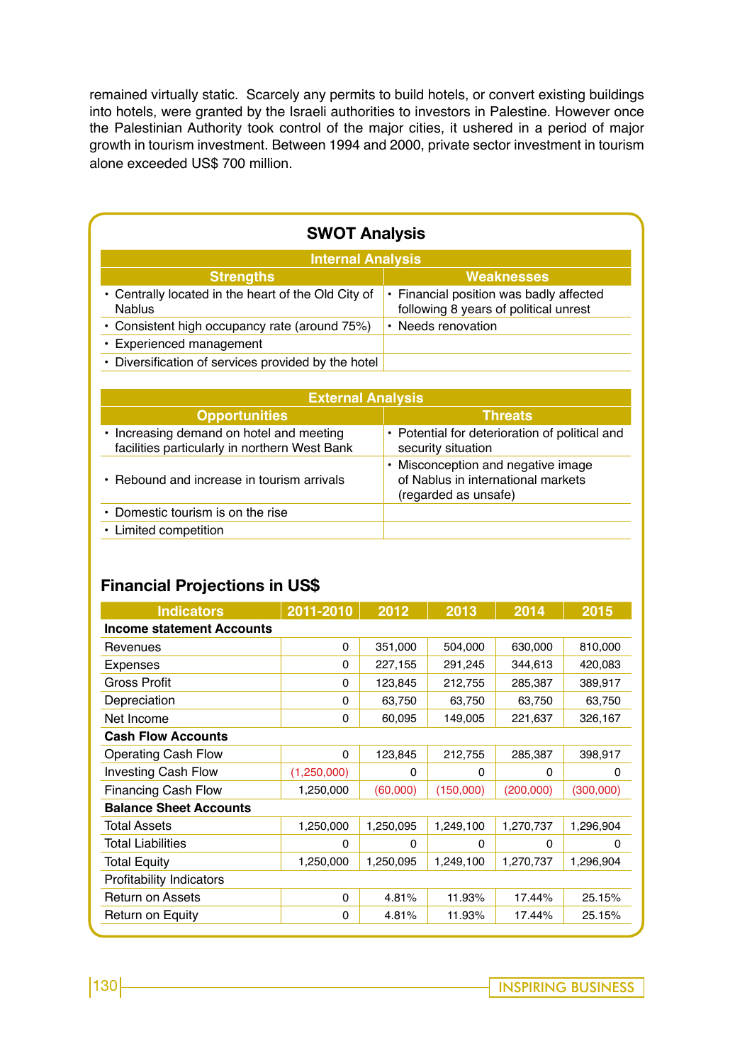remained virtually static. Scarcely any permits to build hotels, or convert existing buildings into hotels, were granted by the Israeli authorities to investors in Palestine. However once the Palestinian Authority took control of the major cities, it ushered in a period of major growth in tourism investment. Between 1994 and 2000, private sector investment in tourism alone exceeded US$ 700 million.

## SWOT Analysis

| Internal Analysis | |
|---|---|
| **Strengths** | **Weaknesses** |
| • Centrally located in the heart of the Old City of Nablus | • Financial position was badly affected following 8 years of political unrest |
| • Consistent high occupancy rate (around 75%) | • Needs renovation |
| • Experienced management | |
| • Diversification of services provided by the hotel | |

| External Analysis | |
|---|---|
| **Opportunities** | **Threats** |
| • Increasing demand on hotel and meeting facilities particularly in northern West Bank | • Potential for deterioration of political and security situation |
| • Rebound and increase in tourism arrivals | • Misconception and negative image of Nablus in international markets (regarded as unsafe) |
| • Domestic tourism is on the rise | |
| • Limited competition | |

## Financial Projections in US$

| Indicators | 2011-2010 | 2012 | 2013 | 2014 | 2015 |
|---|---|---|---|---|---|
| **Income statement Accounts** | | | | | |
| Revenues | 0 | 351,000 | 504,000 | 630,000 | 810,000 |
| Expenses | 0 | 227,155 | 291,245 | 344,613 | 420,083 |
| Gross Profit | 0 | 123,845 | 212,755 | 285,387 | 389,917 |
| Depreciation | 0 | 63,750 | 63,750 | 63,750 | 63,750 |
| Net Income | 0 | 60,095 | 149,005 | 221,637 | 326,167 |
| **Cash Flow Accounts** | | | | | |
| Operating Cash Flow | 0 | 123,845 | 212,755 | 285,387 | 398,917 |
| Investing Cash Flow | (1,250,000) | 0 | 0 | 0 | 0 |
| Financing Cash Flow | 1,250,000 | (60,000) | (150,000) | (200,000) | (300,000) |
| **Balance Sheet Accounts** | | | | | |
| Total Assets | 1,250,000 | 1,250,095 | 1,249,100 | 1,270,737 | 1,296,904 |
| Total Liabilities | 0 | 0 | 0 | 0 | 0 |
| Total Equity | 1,250,000 | 1,250,095 | 1,249,100 | 1,270,737 | 1,296,904 |
| Profitability Indicators | | | | | |
| Return on Assets | 0 | 4.81% | 11.93% | 17.44% | 25.15% |
| Return on Equity | 0 | 4.81% | 11.93% | 17.44% | 25.15% |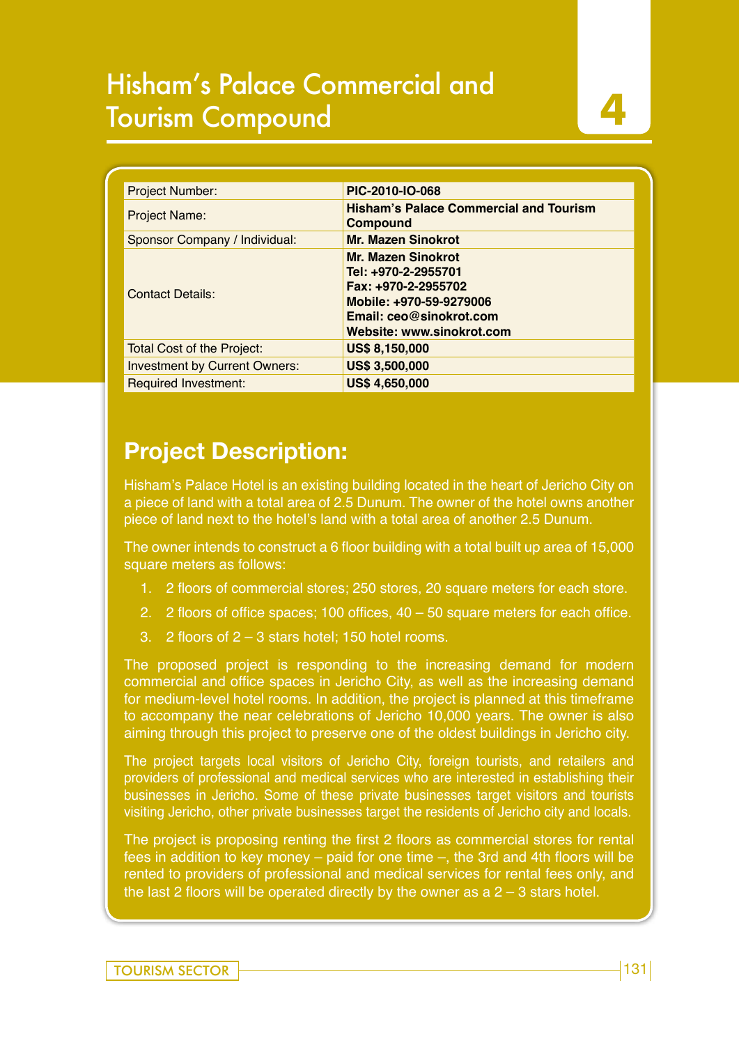# Hisham's Palace Commercial and Tourism Compound

4

| | |
|---|---|
| Project Number: | **PIC-2010-IO-068** |
| Project Name: | **Hisham's Palace Commercial and Tourism Compound** |
| Sponsor Company / Individual: | **Mr. Mazen Sinokrot** |
| Contact Details: | **Mr. Mazen Sinokrot**<br>**Tel: +970-2-2955701**<br>**Fax: +970-2-2955702**<br>**Mobile: +970-59-9279006**<br>**Email: ceo@sinokrot.com**<br>**Website: www.sinokrot.com** |
| Total Cost of the Project: | **US$ 8,150,000** |
| Investment by Current Owners: | **US$ 3,500,000** |
| Required Investment: | **US$ 4,650,000** |

## Project Description:

Hisham's Palace Hotel is an existing building located in the heart of Jericho City on a piece of land with a total area of 2.5 Dunum. The owner of the hotel owns another piece of land next to the hotel's land with a total area of another 2.5 Dunum.

The owner intends to construct a 6 floor building with a total built up area of 15,000 square meters as follows:

1. 2 floors of commercial stores; 250 stores, 20 square meters for each store.
2. 2 floors of office spaces; 100 offices, 40 – 50 square meters for each office.
3. 2 floors of 2 – 3 stars hotel; 150 hotel rooms.

The proposed project is responding to the increasing demand for modern commercial and office spaces in Jericho City, as well as the increasing demand for medium-level hotel rooms. In addition, the project is planned at this timeframe to accompany the near celebrations of Jericho 10,000 years. The owner is also aiming through this project to preserve one of the oldest buildings in Jericho city.

The project targets local visitors of Jericho City, foreign tourists, and retailers and providers of professional and medical services who are interested in establishing their businesses in Jericho. Some of these private businesses target visitors and tourists visiting Jericho, other private businesses target the residents of Jericho city and locals.

The project is proposing renting the first 2 floors as commercial stores for rental fees in addition to key money – paid for one time –, the 3rd and 4th floors will be rented to providers of professional and medical services for rental fees only, and the last 2 floors will be operated directly by the owner as a 2 – 3 stars hotel.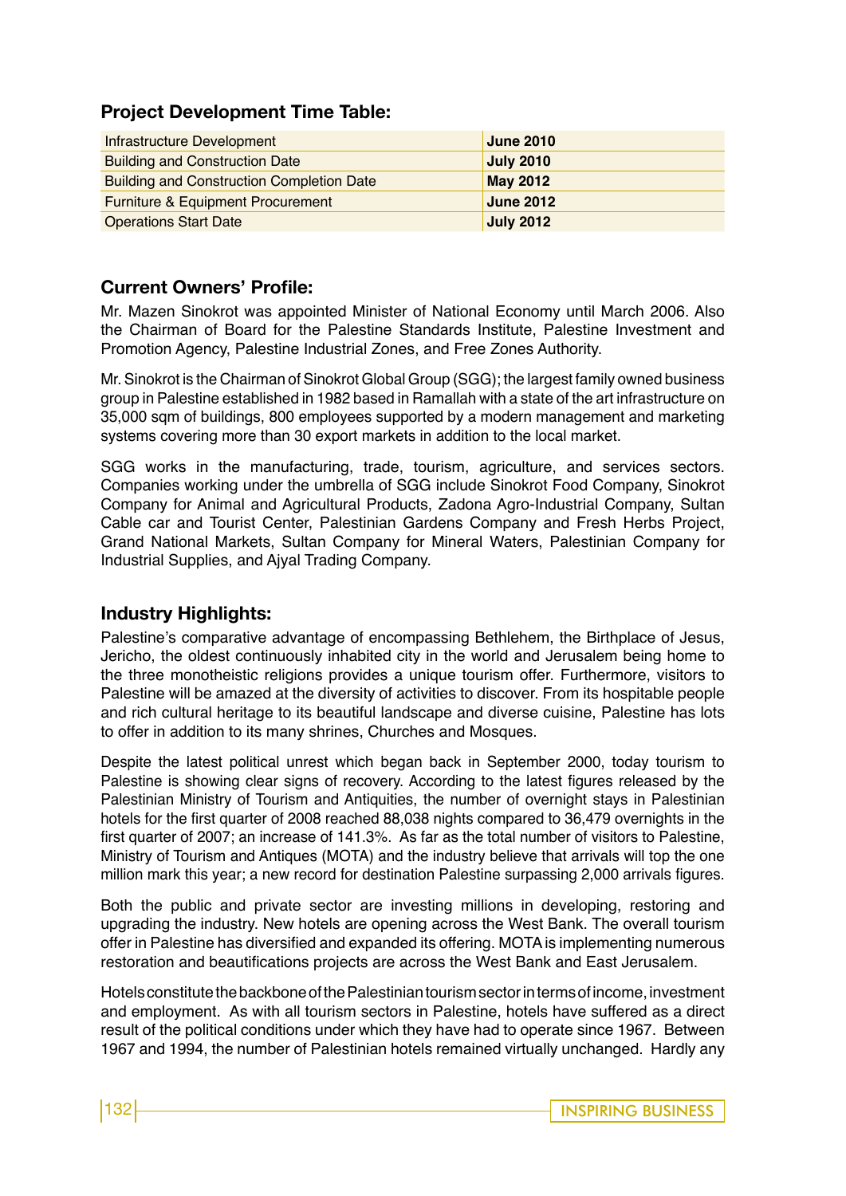### Project Development Time Table:

| | |
|---|---|
| Infrastructure Development | **June 2010** |
| Building and Construction Date | **July 2010** |
| Building and Construction Completion Date | **May 2012** |
| Furniture & Equipment Procurement | **June 2012** |
| Operations Start Date | **July 2012** |

### Current Owners' Profile:

Mr. Mazen Sinokrot was appointed Minister of National Economy until March 2006. Also the Chairman of Board for the Palestine Standards Institute, Palestine Investment and Promotion Agency, Palestine Industrial Zones, and Free Zones Authority.

Mr. Sinokrot is the Chairman of Sinokrot Global Group (SGG); the largest family owned business group in Palestine established in 1982 based in Ramallah with a state of the art infrastructure on 35,000 sqm of buildings, 800 employees supported by a modern management and marketing systems covering more than 30 export markets in addition to the local market.

SGG works in the manufacturing, trade, tourism, agriculture, and services sectors. Companies working under the umbrella of SGG include Sinokrot Food Company, Sinokrot Company for Animal and Agricultural Products, Zadona Agro-Industrial Company, Sultan Cable car and Tourist Center, Palestinian Gardens Company and Fresh Herbs Project, Grand National Markets, Sultan Company for Mineral Waters, Palestinian Company for Industrial Supplies, and Ajyal Trading Company.

### Industry Highlights:

Palestine's comparative advantage of encompassing Bethlehem, the Birthplace of Jesus, Jericho, the oldest continuously inhabited city in the world and Jerusalem being home to the three monotheistic religions provides a unique tourism offer. Furthermore, visitors to Palestine will be amazed at the diversity of activities to discover. From its hospitable people and rich cultural heritage to its beautiful landscape and diverse cuisine, Palestine has lots to offer in addition to its many shrines, Churches and Mosques.

Despite the latest political unrest which began back in September 2000, today tourism to Palestine is showing clear signs of recovery. According to the latest figures released by the Palestinian Ministry of Tourism and Antiquities, the number of overnight stays in Palestinian hotels for the first quarter of 2008 reached 88,038 nights compared to 36,479 overnights in the first quarter of 2007; an increase of 141.3%. As far as the total number of visitors to Palestine, Ministry of Tourism and Antiques (MOTA) and the industry believe that arrivals will top the one million mark this year; a new record for destination Palestine surpassing 2,000 arrivals figures.

Both the public and private sector are investing millions in developing, restoring and upgrading the industry. New hotels are opening across the West Bank. The overall tourism offer in Palestine has diversified and expanded its offering. MOTA is implementing numerous restoration and beautifications projects are across the West Bank and East Jerusalem.

Hotels constitute the backbone of the Palestinian tourism sector in terms of income, investment and employment. As with all tourism sectors in Palestine, hotels have suffered as a direct result of the political conditions under which they have had to operate since 1967. Between 1967 and 1994, the number of Palestinian hotels remained virtually unchanged. Hardly any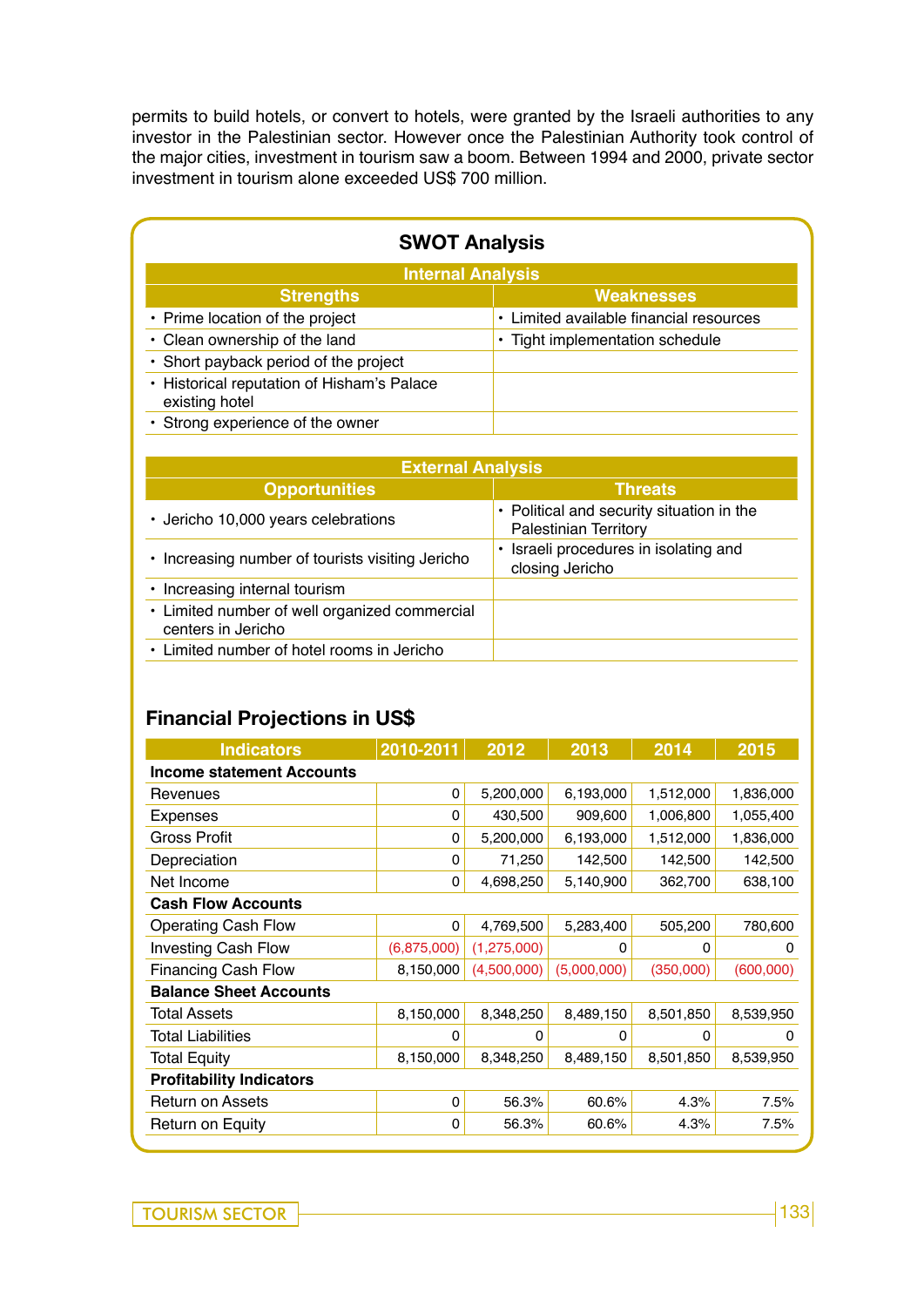permits to build hotels, or convert to hotels, were granted by the Israeli authorities to any investor in the Palestinian sector. However once the Palestinian Authority took control of the major cities, investment in tourism saw a boom. Between 1994 and 2000, private sector investment in tourism alone exceeded US$ 700 million.

## SWOT Analysis

| Internal Analysis | |
|---|---|
| **Strengths** | **Weaknesses** |
| • Prime location of the project | • Limited available financial resources |
| • Clean ownership of the land | • Tight implementation schedule |
| • Short payback period of the project | |
| • Historical reputation of Hisham's Palace existing hotel | |
| • Strong experience of the owner | |

| External Analysis | |
|---|---|
| **Opportunities** | **Threats** |
| • Jericho 10,000 years celebrations | • Political and security situation in the Palestinian Territory |
| • Increasing number of tourists visiting Jericho | • Israeli procedures in isolating and closing Jericho |
| • Increasing internal tourism | |
| • Limited number of well organized commercial centers in Jericho | |
| • Limited number of hotel rooms in Jericho | |

## Financial Projections in US$

| Indicators | 2010-2011 | 2012 | 2013 | 2014 | 2015 |
|---|---|---|---|---|---|
| **Income statement Accounts** | | | | | |
| Revenues | 0 | 5,200,000 | 6,193,000 | 1,512,000 | 1,836,000 |
| Expenses | 0 | 430,500 | 909,600 | 1,006,800 | 1,055,400 |
| Gross Profit | 0 | 5,200,000 | 6,193,000 | 1,512,000 | 1,836,000 |
| Depreciation | 0 | 71,250 | 142,500 | 142,500 | 142,500 |
| Net Income | 0 | 4,698,250 | 5,140,900 | 362,700 | 638,100 |
| **Cash Flow Accounts** | | | | | |
| Operating Cash Flow | 0 | 4,769,500 | 5,283,400 | 505,200 | 780,600 |
| Investing Cash Flow | (6,875,000) | (1,275,000) | 0 | 0 | 0 |
| Financing Cash Flow | 8,150,000 | (4,500,000) | (5,000,000) | (350,000) | (600,000) |
| **Balance Sheet Accounts** | | | | | |
| Total Assets | 8,150,000 | 8,348,250 | 8,489,150 | 8,501,850 | 8,539,950 |
| Total Liabilities | 0 | 0 | 0 | 0 | 0 |
| Total Equity | 8,150,000 | 8,348,250 | 8,489,150 | 8,501,850 | 8,539,950 |
| **Profitability Indicators** | | | | | |
| Return on Assets | 0 | 56.3% | 60.6% | 4.3% | 7.5% |
| Return on Equity | 0 | 56.3% | 60.6% | 4.3% | 7.5% |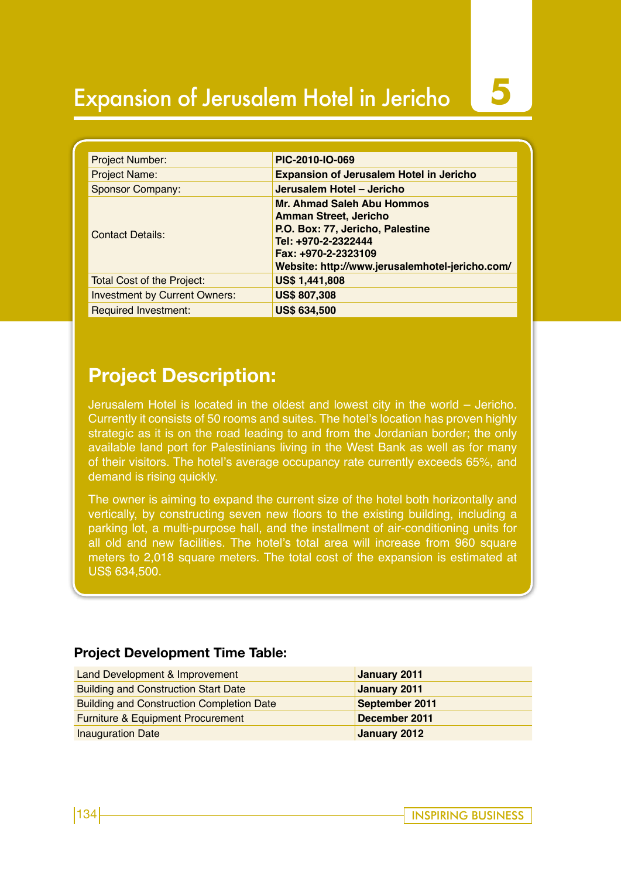# Expansion of Jerusalem Hotel in Jericho

5

| Project Number: | **PIC-2010-IO-069** |
|---|---|
| Project Name: | **Expansion of Jerusalem Hotel in Jericho** |
| Sponsor Company: | **Jerusalem Hotel – Jericho** |
| Contact Details: | **Mr. Ahmad Saleh Abu Hommos**<br>**Amman Street, Jericho**<br>**P.O. Box: 77, Jericho, Palestine**<br>**Tel: +970-2-2322444**<br>**Fax: +970-2-2323109**<br>**Website: http://www.jerusalemhotel-jericho.com/** |
| Total Cost of the Project: | **US$ 1,441,808** |
| Investment by Current Owners: | **US$ 807,308** |
| Required Investment: | **US$ 634,500** |

## Project Description:

Jerusalem Hotel is located in the oldest and lowest city in the world – Jericho. Currently it consists of 50 rooms and suites. The hotel's location has proven highly strategic as it is on the road leading to and from the Jordanian border; the only available land port for Palestinians living in the West Bank as well as for many of their visitors. The hotel's average occupancy rate currently exceeds 65%, and demand is rising quickly.

The owner is aiming to expand the current size of the hotel both horizontally and vertically, by constructing seven new floors to the existing building, including a parking lot, a multi-purpose hall, and the installment of air-conditioning units for all old and new facilities. The hotel's total area will increase from 960 square meters to 2,018 square meters. The total cost of the expansion is estimated at US$ 634,500.

### Project Development Time Table:

| Land Development & Improvement | **January 2011** |
|---|---|
| Building and Construction Start Date | **January 2011** |
| Building and Construction Completion Date | **September 2011** |
| Furniture & Equipment Procurement | **December 2011** |
| Inauguration Date | **January 2012** |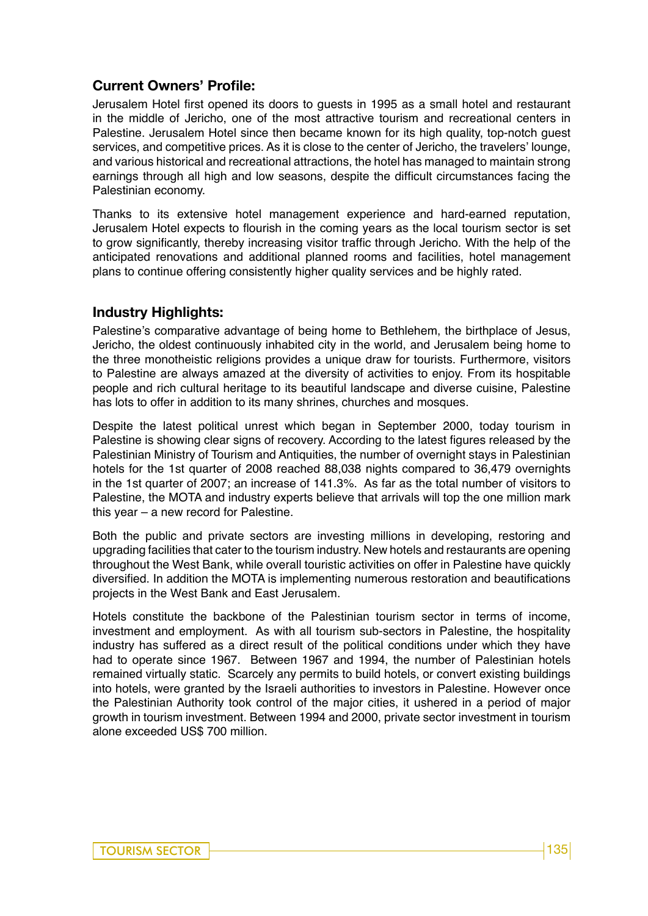## Current Owners' Profile:

Jerusalem Hotel first opened its doors to guests in 1995 as a small hotel and restaurant in the middle of Jericho, one of the most attractive tourism and recreational centers in Palestine. Jerusalem Hotel since then became known for its high quality, top-notch guest services, and competitive prices. As it is close to the center of Jericho, the travelers' lounge, and various historical and recreational attractions, the hotel has managed to maintain strong earnings through all high and low seasons, despite the difficult circumstances facing the Palestinian economy.

Thanks to its extensive hotel management experience and hard-earned reputation, Jerusalem Hotel expects to flourish in the coming years as the local tourism sector is set to grow significantly, thereby increasing visitor traffic through Jericho. With the help of the anticipated renovations and additional planned rooms and facilities, hotel management plans to continue offering consistently higher quality services and be highly rated.

## Industry Highlights:

Palestine's comparative advantage of being home to Bethlehem, the birthplace of Jesus, Jericho, the oldest continuously inhabited city in the world, and Jerusalem being home to the three monotheistic religions provides a unique draw for tourists. Furthermore, visitors to Palestine are always amazed at the diversity of activities to enjoy. From its hospitable people and rich cultural heritage to its beautiful landscape and diverse cuisine, Palestine has lots to offer in addition to its many shrines, churches and mosques.

Despite the latest political unrest which began in September 2000, today tourism in Palestine is showing clear signs of recovery. According to the latest figures released by the Palestinian Ministry of Tourism and Antiquities, the number of overnight stays in Palestinian hotels for the 1st quarter of 2008 reached 88,038 nights compared to 36,479 overnights in the 1st quarter of 2007; an increase of 141.3%. As far as the total number of visitors to Palestine, the MOTA and industry experts believe that arrivals will top the one million mark this year – a new record for Palestine.

Both the public and private sectors are investing millions in developing, restoring and upgrading facilities that cater to the tourism industry. New hotels and restaurants are opening throughout the West Bank, while overall touristic activities on offer in Palestine have quickly diversified. In addition the MOTA is implementing numerous restoration and beautifications projects in the West Bank and East Jerusalem.

Hotels constitute the backbone of the Palestinian tourism sector in terms of income, investment and employment. As with all tourism sub-sectors in Palestine, the hospitality industry has suffered as a direct result of the political conditions under which they have had to operate since 1967. Between 1967 and 1994, the number of Palestinian hotels remained virtually static. Scarcely any permits to build hotels, or convert existing buildings into hotels, were granted by the Israeli authorities to investors in Palestine. However once the Palestinian Authority took control of the major cities, it ushered in a period of major growth in tourism investment. Between 1994 and 2000, private sector investment in tourism alone exceeded US$ 700 million.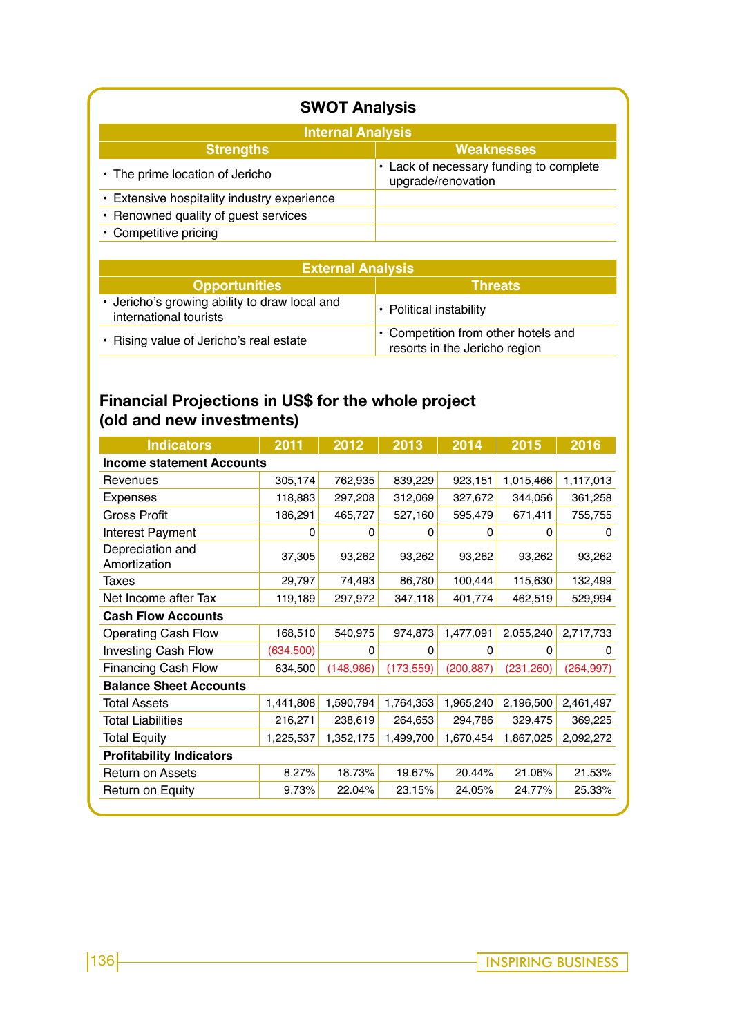## SWOT Analysis

| Internal Analysis | |
|---|---|
| **Strengths** | **Weaknesses** |
| • The prime location of Jericho | • Lack of necessary funding to complete upgrade/renovation |
| • Extensive hospitality industry experience | |
| • Renowned quality of guest services | |
| • Competitive pricing | |

| External Analysis | |
|---|---|
| **Opportunities** | **Threats** |
| • Jericho's growing ability to draw local and international tourists | • Political instability |
| • Rising value of Jericho's real estate | • Competition from other hotels and resorts in the Jericho region |

## Financial Projections in US$ for the whole project (old and new investments)

| Indicators | 2011 | 2012 | 2013 | 2014 | 2015 | 2016 |
|---|---|---|---|---|---|---|
| **Income statement Accounts** | | | | | | |
| Revenues | 305,174 | 762,935 | 839,229 | 923,151 | 1,015,466 | 1,117,013 |
| Expenses | 118,883 | 297,208 | 312,069 | 327,672 | 344,056 | 361,258 |
| Gross Profit | 186,291 | 465,727 | 527,160 | 595,479 | 671,411 | 755,755 |
| Interest Payment | 0 | 0 | 0 | 0 | 0 | 0 |
| Depreciation and Amortization | 37,305 | 93,262 | 93,262 | 93,262 | 93,262 | 93,262 |
| Taxes | 29,797 | 74,493 | 86,780 | 100,444 | 115,630 | 132,499 |
| Net Income after Tax | 119,189 | 297,972 | 347,118 | 401,774 | 462,519 | 529,994 |
| **Cash Flow Accounts** | | | | | | |
| Operating Cash Flow | 168,510 | 540,975 | 974,873 | 1,477,091 | 2,055,240 | 2,717,733 |
| Investing Cash Flow | (634,500) | 0 | 0 | 0 | 0 | 0 |
| Financing Cash Flow | 634,500 | (148,986) | (173,559) | (200,887) | (231,260) | (264,997) |
| **Balance Sheet Accounts** | | | | | | |
| Total Assets | 1,441,808 | 1,590,794 | 1,764,353 | 1,965,240 | 2,196,500 | 2,461,497 |
| Total Liabilities | 216,271 | 238,619 | 264,653 | 294,786 | 329,475 | 369,225 |
| Total Equity | 1,225,537 | 1,352,175 | 1,499,700 | 1,670,454 | 1,867,025 | 2,092,272 |
| **Profitability Indicators** | | | | | | |
| Return on Assets | 8.27% | 18.73% | 19.67% | 20.44% | 21.06% | 21.53% |
| Return on Equity | 9.73% | 22.04% | 23.15% | 24.05% | 24.77% | 25.33% |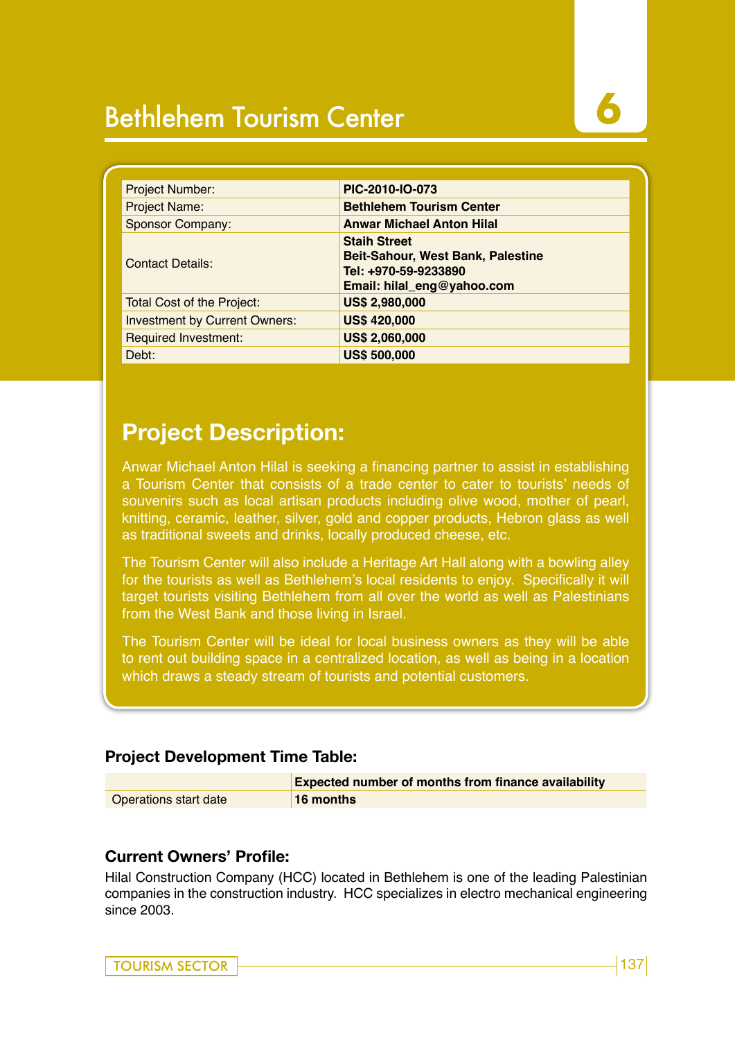# Bethlehem Tourism Center

6

| | |
|---|---|
| Project Number: | **PIC-2010-IO-073** |
| Project Name: | **Bethlehem Tourism Center** |
| Sponsor Company: | **Anwar Michael Anton Hilal** |
| Contact Details: | **Staih Street**<br>**Beit-Sahour, West Bank, Palestine**<br>**Tel: +970-59-9233890**<br>**Email: hilal_eng@yahoo.com** |
| Total Cost of the Project: | **US$ 2,980,000** |
| Investment by Current Owners: | **US$ 420,000** |
| Required Investment: | **US$ 2,060,000** |
| Debt: | **US$ 500,000** |

## Project Description:

Anwar Michael Anton Hilal is seeking a financing partner to assist in establishing a Tourism Center that consists of a trade center to cater to tourists' needs of souvenirs such as local artisan products including olive wood, mother of pearl, knitting, ceramic, leather, silver, gold and copper products, Hebron glass as well as traditional sweets and drinks, locally produced cheese, etc.

The Tourism Center will also include a Heritage Art Hall along with a bowling alley for the tourists as well as Bethlehem's local residents to enjoy. Specifically it will target tourists visiting Bethlehem from all over the world as well as Palestinians from the West Bank and those living in Israel.

The Tourism Center will be ideal for local business owners as they will be able to rent out building space in a centralized location, as well as being in a location which draws a steady stream of tourists and potential customers.

### Project Development Time Table:

| | Expected number of months from finance availability |
|---|---|
| Operations start date | **16 months** |

### Current Owners' Profile:

Hilal Construction Company (HCC) located in Bethlehem is one of the leading Palestinian companies in the construction industry. HCC specializes in electro mechanical engineering since 2003.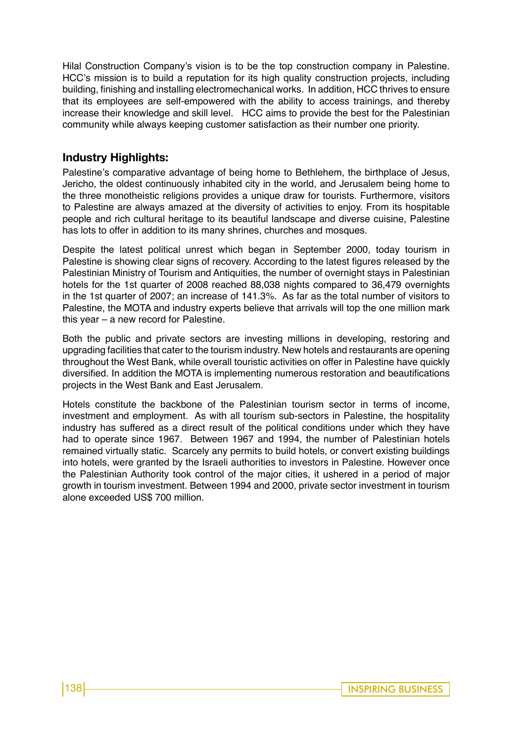Hilal Construction Company's vision is to be the top construction company in Palestine. HCC's mission is to build a reputation for its high quality construction projects, including building, finishing and installing electromechanical works. In addition, HCC thrives to ensure that its employees are self-empowered with the ability to access trainings, and thereby increase their knowledge and skill level. HCC aims to provide the best for the Palestinian community while always keeping customer satisfaction as their number one priority.

## Industry Highlights:

Palestine's comparative advantage of being home to Bethlehem, the birthplace of Jesus, Jericho, the oldest continuously inhabited city in the world, and Jerusalem being home to the three monotheistic religions provides a unique draw for tourists. Furthermore, visitors to Palestine are always amazed at the diversity of activities to enjoy. From its hospitable people and rich cultural heritage to its beautiful landscape and diverse cuisine, Palestine has lots to offer in addition to its many shrines, churches and mosques.

Despite the latest political unrest which began in September 2000, today tourism in Palestine is showing clear signs of recovery. According to the latest figures released by the Palestinian Ministry of Tourism and Antiquities, the number of overnight stays in Palestinian hotels for the 1st quarter of 2008 reached 88,038 nights compared to 36,479 overnights in the 1st quarter of 2007; an increase of 141.3%. As far as the total number of visitors to Palestine, the MOTA and industry experts believe that arrivals will top the one million mark this year – a new record for Palestine.

Both the public and private sectors are investing millions in developing, restoring and upgrading facilities that cater to the tourism industry. New hotels and restaurants are opening throughout the West Bank, while overall touristic activities on offer in Palestine have quickly diversified. In addition the MOTA is implementing numerous restoration and beautifications projects in the West Bank and East Jerusalem.

Hotels constitute the backbone of the Palestinian tourism sector in terms of income, investment and employment. As with all tourism sub-sectors in Palestine, the hospitality industry has suffered as a direct result of the political conditions under which they have had to operate since 1967. Between 1967 and 1994, the number of Palestinian hotels remained virtually static. Scarcely any permits to build hotels, or convert existing buildings into hotels, were granted by the Israeli authorities to investors in Palestine. However once the Palestinian Authority took control of the major cities, it ushered in a period of major growth in tourism investment. Between 1994 and 2000, private sector investment in tourism alone exceeded US$ 700 million.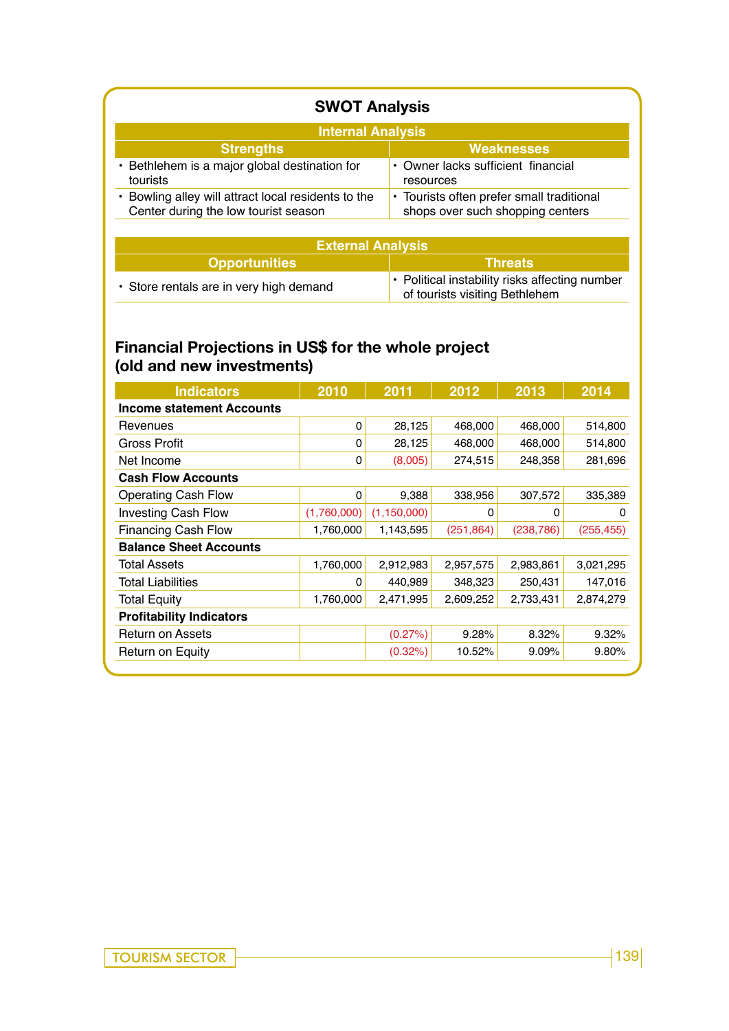## SWOT Analysis

| Internal Analysis | |
|---|---|
| **Strengths** | **Weaknesses** |
| • Bethlehem is a major global destination for tourists | • Owner lacks sufficient financial resources |
| • Bowling alley will attract local residents to the Center during the low tourist season | • Tourists often prefer small traditional shops over such shopping centers |

| External Analysis | |
|---|---|
| **Opportunities** | **Threats** |
| • Store rentals are in very high demand | • Political instability risks affecting number of tourists visiting Bethlehem |

## Financial Projections in US$ for the whole project (old and new investments)

| Indicators | 2010 | 2011 | 2012 | 2013 | 2014 |
|---|---|---|---|---|---|
| **Income statement Accounts** | | | | | |
| Revenues | 0 | 28,125 | 468,000 | 468,000 | 514,800 |
| Gross Profit | 0 | 28,125 | 468,000 | 468,000 | 514,800 |
| Net Income | 0 | (8,005) | 274,515 | 248,358 | 281,696 |
| **Cash Flow Accounts** | | | | | |
| Operating Cash Flow | 0 | 9,388 | 338,956 | 307,572 | 335,389 |
| Investing Cash Flow | (1,760,000) | (1,150,000) | 0 | 0 | 0 |
| Financing Cash Flow | 1,760,000 | 1,143,595 | (251,864) | (238,786) | (255,455) |
| **Balance Sheet Accounts** | | | | | |
| Total Assets | 1,760,000 | 2,912,983 | 2,957,575 | 2,983,861 | 3,021,295 |
| Total Liabilities | 0 | 440,989 | 348,323 | 250,431 | 147,016 |
| Total Equity | 1,760,000 | 2,471,995 | 2,609,252 | 2,733,431 | 2,874,279 |
| **Profitability Indicators** | | | | | |
| Return on Assets | | (0.27%) | 9.28% | 8.32% | 9.32% |
| Return on Equity | | (0.32%) | 10.52% | 9.09% | 9.80% |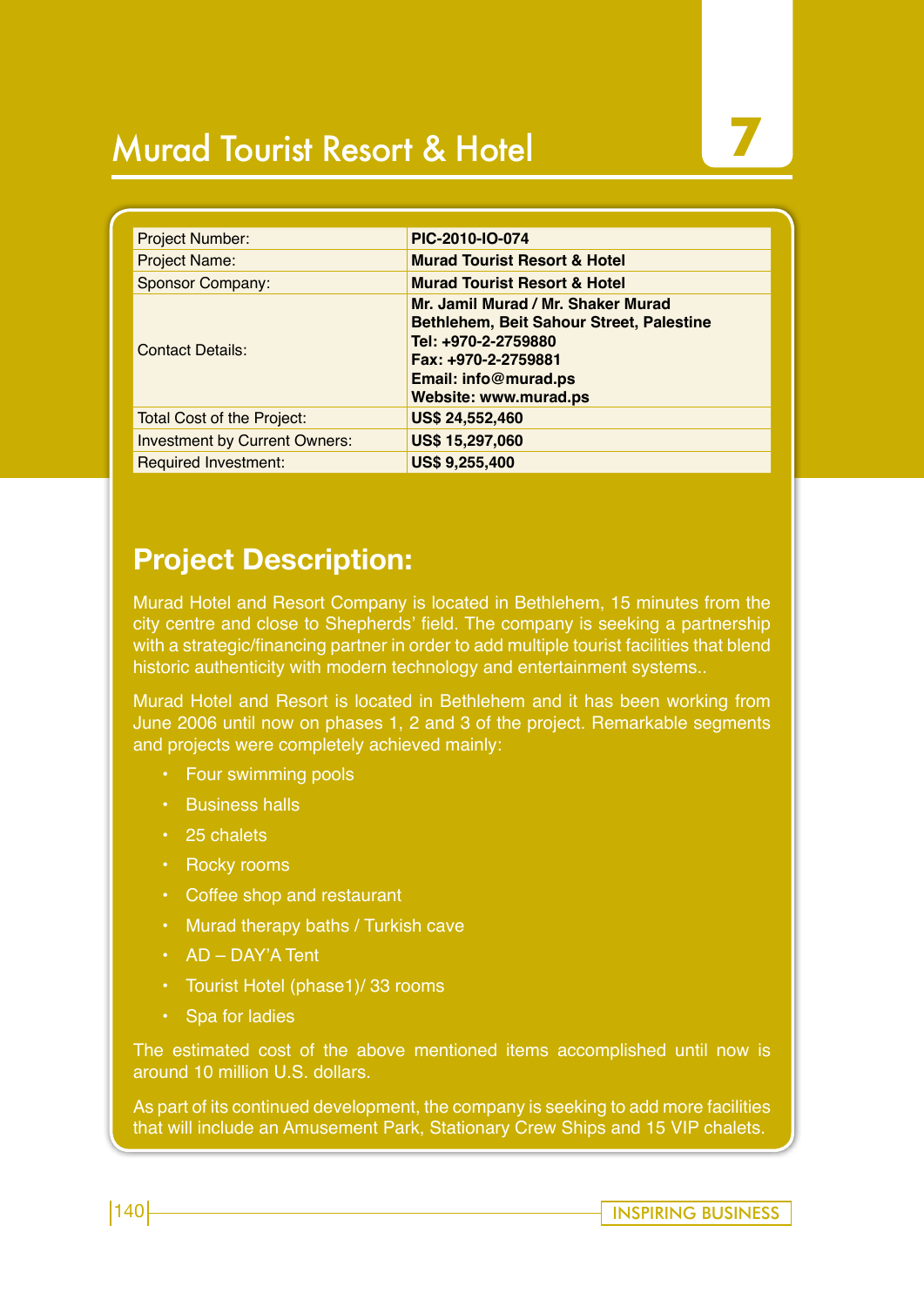# Murad Tourist Resort & Hotel

7

| Project Number: | **PIC-2010-IO-074** |
|---|---|
| Project Name: | **Murad Tourist Resort & Hotel** |
| Sponsor Company: | **Murad Tourist Resort & Hotel** |
| Contact Details: | **Mr. Jamil Murad / Mr. Shaker Murad<br>Bethlehem, Beit Sahour Street, Palestine<br>Tel: +970-2-2759880<br>Fax: +970-2-2759881<br>Email: info@murad.ps<br>Website: www.murad.ps** |
| Total Cost of the Project: | **US$ 24,552,460** |
| Investment by Current Owners: | **US$ 15,297,060** |
| Required Investment: | **US$ 9,255,400** |

## Project Description:

Murad Hotel and Resort Company is located in Bethlehem, 15 minutes from the city centre and close to Shepherds' field. The company is seeking a partnership with a strategic/financing partner in order to add multiple tourist facilities that blend historic authenticity with modern technology and entertainment systems..

Murad Hotel and Resort is located in Bethlehem and it has been working from June 2006 until now on phases 1, 2 and 3 of the project. Remarkable segments and projects were completely achieved mainly:

- Four swimming pools
- Business halls
- 25 chalets
- Rocky rooms
- Coffee shop and restaurant
- Murad therapy baths / Turkish cave
- AD – DAY'A Tent
- Tourist Hotel (phase1)/ 33 rooms
- Spa for ladies

The estimated cost of the above mentioned items accomplished until now is around 10 million U.S. dollars.

As part of its continued development, the company is seeking to add more facilities that will include an Amusement Park, Stationary Crew Ships and 15 VIP chalets.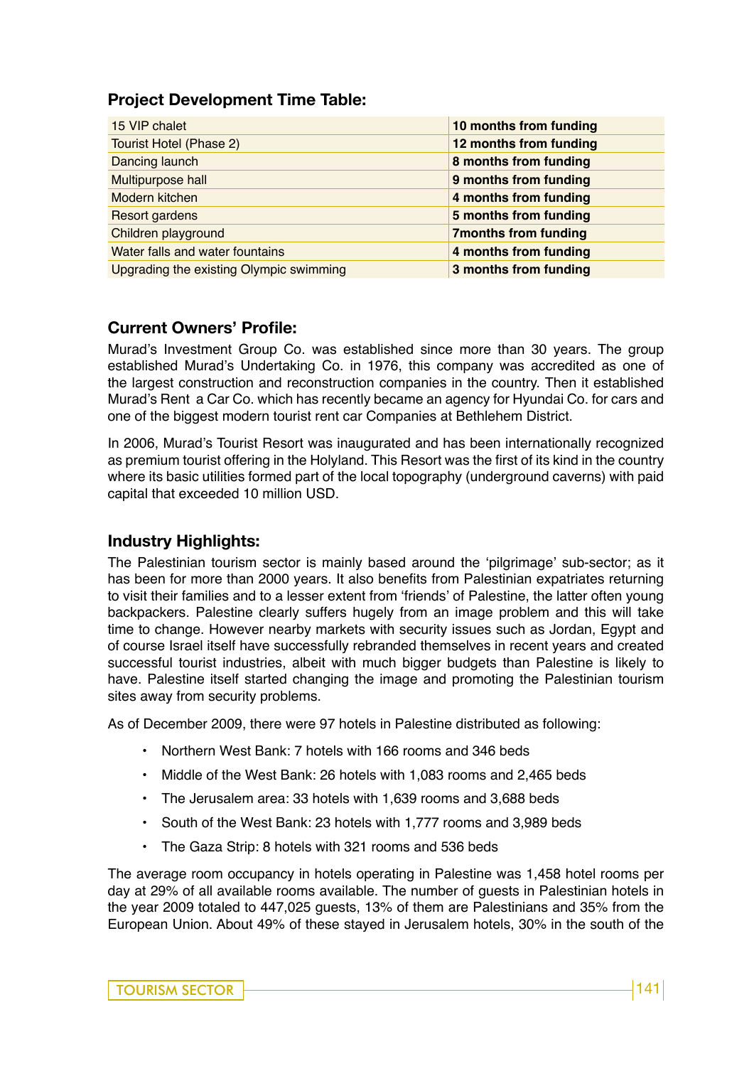## Project Development Time Table:

| | |
|---|---|
| 15 VIP chalet | **10 months from funding** |
| Tourist Hotel (Phase 2) | **12 months from funding** |
| Dancing launch | **8 months from funding** |
| Multipurpose hall | **9 months from funding** |
| Modern kitchen | **4 months from funding** |
| Resort gardens | **5 months from funding** |
| Children playground | **7months from funding** |
| Water falls and water fountains | **4 months from funding** |
| Upgrading the existing Olympic swimming | **3 months from funding** |

## Current Owners' Profile:

Murad's Investment Group Co. was established since more than 30 years. The group established Murad's Undertaking Co. in 1976, this company was accredited as one of the largest construction and reconstruction companies in the country. Then it established Murad's Rent a Car Co. which has recently became an agency for Hyundai Co. for cars and one of the biggest modern tourist rent car Companies at Bethlehem District.

In 2006, Murad's Tourist Resort was inaugurated and has been internationally recognized as premium tourist offering in the Holyland. This Resort was the first of its kind in the country where its basic utilities formed part of the local topography (underground caverns) with paid capital that exceeded 10 million USD.

## Industry Highlights:

The Palestinian tourism sector is mainly based around the 'pilgrimage' sub-sector; as it has been for more than 2000 years. It also benefits from Palestinian expatriates returning to visit their families and to a lesser extent from 'friends' of Palestine, the latter often young backpackers. Palestine clearly suffers hugely from an image problem and this will take time to change. However nearby markets with security issues such as Jordan, Egypt and of course Israel itself have successfully rebranded themselves in recent years and created successful tourist industries, albeit with much bigger budgets than Palestine is likely to have. Palestine itself started changing the image and promoting the Palestinian tourism sites away from security problems.

As of December 2009, there were 97 hotels in Palestine distributed as following:

- Northern West Bank: 7 hotels with 166 rooms and 346 beds
- Middle of the West Bank: 26 hotels with 1,083 rooms and 2,465 beds
- The Jerusalem area: 33 hotels with 1,639 rooms and 3,688 beds
- South of the West Bank: 23 hotels with 1,777 rooms and 3,989 beds
- The Gaza Strip: 8 hotels with 321 rooms and 536 beds

The average room occupancy in hotels operating in Palestine was 1,458 hotel rooms per day at 29% of all available rooms available. The number of guests in Palestinian hotels in the year 2009 totaled to 447,025 guests, 13% of them are Palestinians and 35% from the European Union. About 49% of these stayed in Jerusalem hotels, 30% in the south of the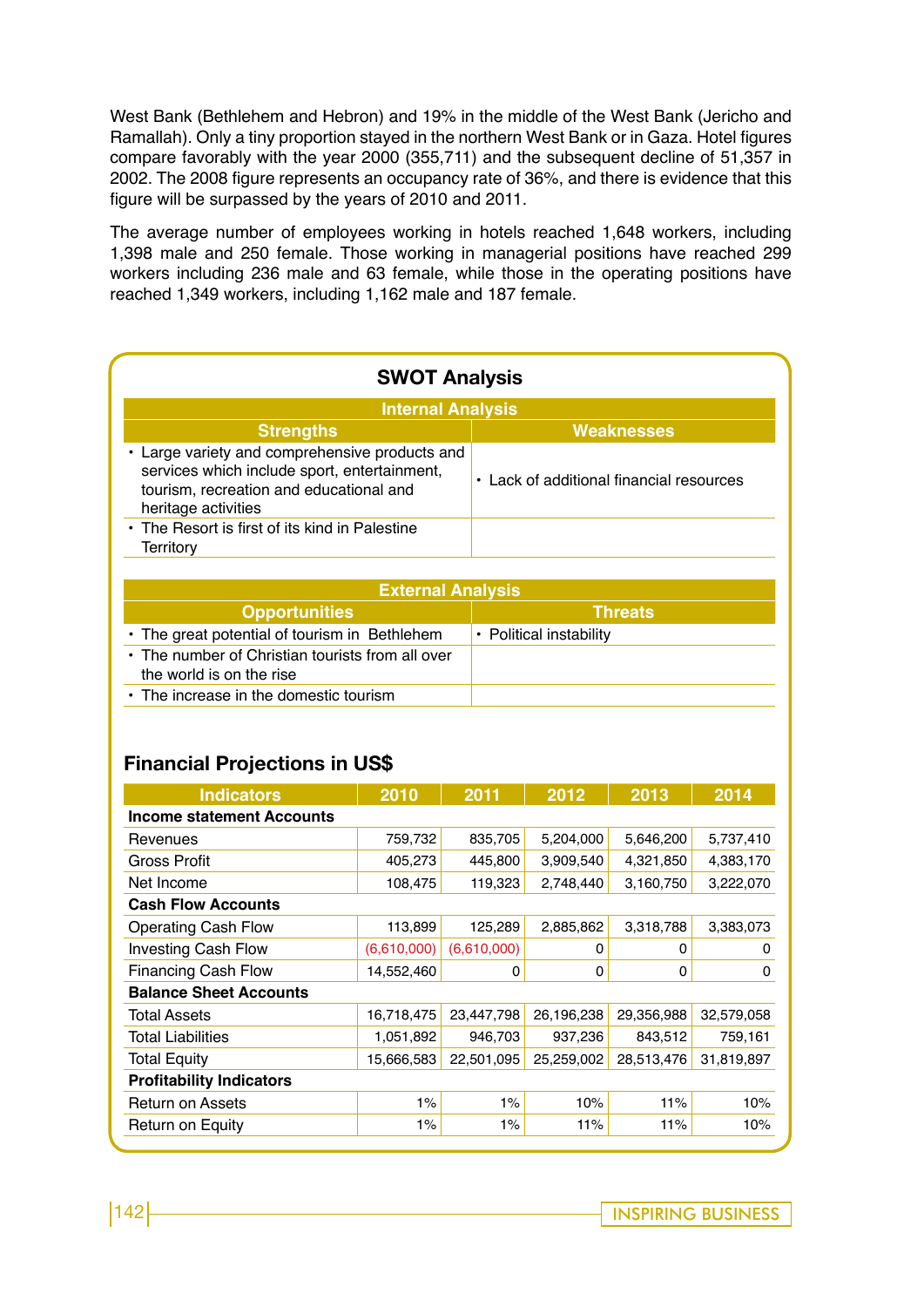West Bank (Bethlehem and Hebron) and 19% in the middle of the West Bank (Jericho and Ramallah). Only a tiny proportion stayed in the northern West Bank or in Gaza. Hotel figures compare favorably with the year 2000 (355,711) and the subsequent decline of 51,357 in 2002. The 2008 figure represents an occupancy rate of 36%, and there is evidence that this figure will be surpassed by the years of 2010 and 2011.

The average number of employees working in hotels reached 1,648 workers, including 1,398 male and 250 female. Those working in managerial positions have reached 299 workers including 236 male and 63 female, while those in the operating positions have reached 1,349 workers, including 1,162 male and 187 female.

## SWOT Analysis

| Internal Analysis | |
|---|---|
| **Strengths** | **Weaknesses** |
| • Large variety and comprehensive products and services which include sport, entertainment, tourism, recreation and educational and heritage activities | • Lack of additional financial resources |
| • The Resort is first of its kind in Palestine Territory | |

| External Analysis | |
|---|---|
| **Opportunities** | **Threats** |
| • The great potential of tourism in Bethlehem | • Political instability |
| • The number of Christian tourists from all over the world is on the rise | |
| • The increase in the domestic tourism | |

## Financial Projections in US$

| Indicators | 2010 | 2011 | 2012 | 2013 | 2014 |
|---|---|---|---|---|---|
| **Income statement Accounts** | | | | | |
| Revenues | 759,732 | 835,705 | 5,204,000 | 5,646,200 | 5,737,410 |
| Gross Profit | 405,273 | 445,800 | 3,909,540 | 4,321,850 | 4,383,170 |
| Net Income | 108,475 | 119,323 | 2,748,440 | 3,160,750 | 3,222,070 |
| **Cash Flow Accounts** | | | | | |
| Operating Cash Flow | 113,899 | 125,289 | 2,885,862 | 3,318,788 | 3,383,073 |
| Investing Cash Flow | (6,610,000) | (6,610,000) | 0 | 0 | 0 |
| Financing Cash Flow | 14,552,460 | 0 | 0 | 0 | 0 |
| **Balance Sheet Accounts** | | | | | |
| Total Assets | 16,718,475 | 23,447,798 | 26,196,238 | 29,356,988 | 32,579,058 |
| Total Liabilities | 1,051,892 | 946,703 | 937,236 | 843,512 | 759,161 |
| Total Equity | 15,666,583 | 22,501,095 | 25,259,002 | 28,513,476 | 31,819,897 |
| **Profitability Indicators** | | | | | |
| Return on Assets | 1% | 1% | 10% | 11% | 10% |
| Return on Equity | 1% | 1% | 11% | 11% | 10% |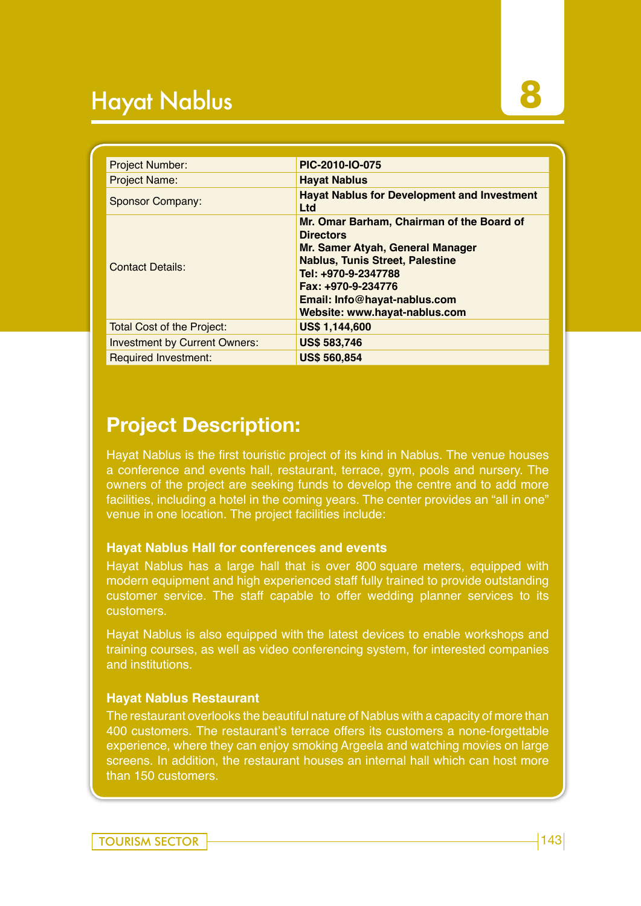# Hayat Nablus

8

| Project Number: | **PIC-2010-IO-075** |
|---|---|
| Project Name: | **Hayat Nablus** |
| Sponsor Company: | **Hayat Nablus for Development and Investment Ltd** |
| Contact Details: | **Mr. Omar Barham, Chairman of the Board of Directors**<br>**Mr. Samer Atyah, General Manager**<br>**Nablus, Tunis Street, Palestine**<br>**Tel: +970-9-2347788**<br>**Fax: +970-9-234776**<br>**Email: Info@hayat-nablus.com**<br>**Website: www.hayat-nablus.com** |
| Total Cost of the Project: | **US$ 1,144,600** |
| Investment by Current Owners: | **US$ 583,746** |
| Required Investment: | **US$ 560,854** |

## Project Description:

Hayat Nablus is the first touristic project of its kind in Nablus. The venue houses a conference and events hall, restaurant, terrace, gym, pools and nursery. The owners of the project are seeking funds to develop the centre and to add more facilities, including a hotel in the coming years. The center provides an "all in one" venue in one location. The project facilities include:

### Hayat Nablus Hall for conferences and events

Hayat Nablus has a large hall that is over 800 square meters, equipped with modern equipment and high experienced staff fully trained to provide outstanding customer service. The staff capable to offer wedding planner services to its customers.

Hayat Nablus is also equipped with the latest devices to enable workshops and training courses, as well as video conferencing system, for interested companies and institutions.

### Hayat Nablus Restaurant

The restaurant overlooks the beautiful nature of Nablus with a capacity of more than 400 customers. The restaurant's terrace offers its customers a none-forgettable experience, where they can enjoy smoking Argeela and watching movies on large screens. In addition, the restaurant houses an internal hall which can host more than 150 customers.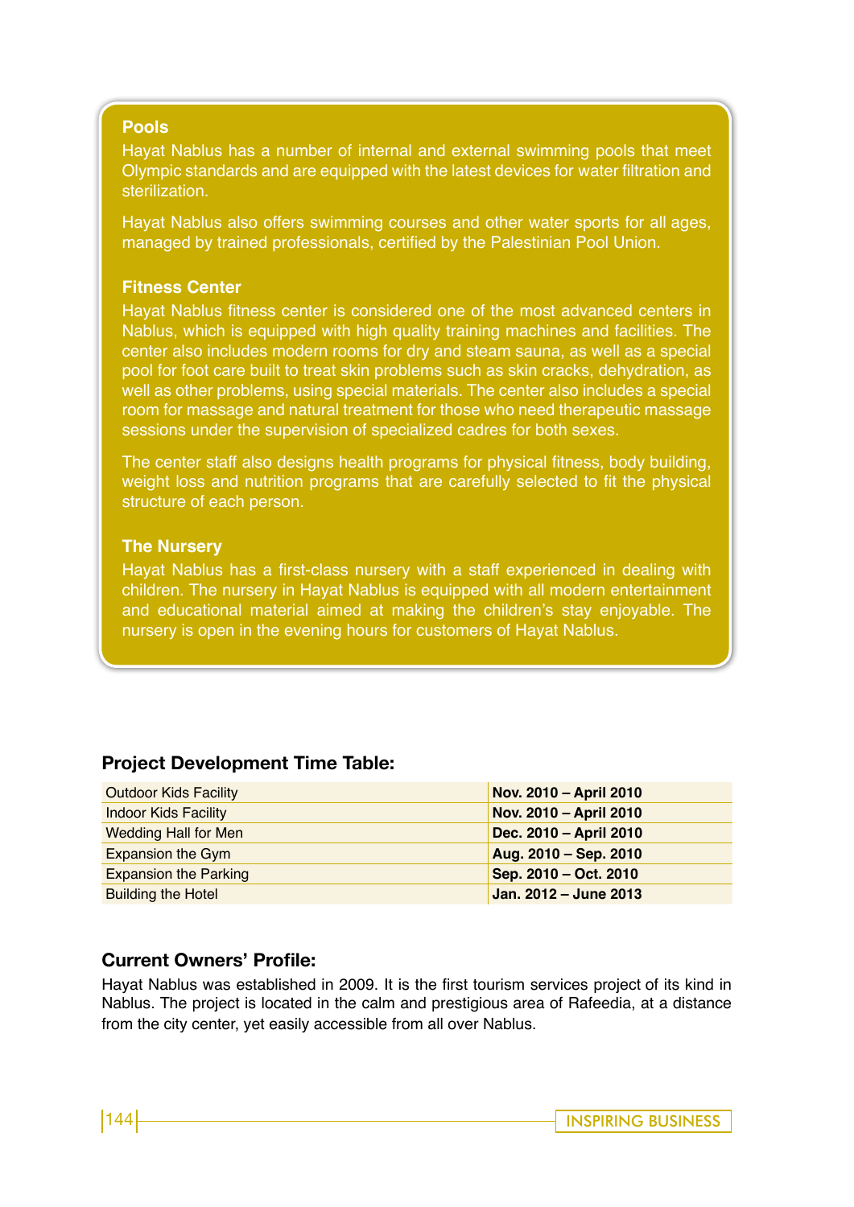### Pools

Hayat Nablus has a number of internal and external swimming pools that meet Olympic standards and are equipped with the latest devices for water filtration and sterilization.

Hayat Nablus also offers swimming courses and other water sports for all ages, managed by trained professionals, certified by the Palestinian Pool Union.

### Fitness Center

Hayat Nablus fitness center is considered one of the most advanced centers in Nablus, which is equipped with high quality training machines and facilities. The center also includes modern rooms for dry and steam sauna, as well as a special pool for foot care built to treat skin problems such as skin cracks, dehydration, as well as other problems, using special materials. The center also includes a special room for massage and natural treatment for those who need therapeutic massage sessions under the supervision of specialized cadres for both sexes.

The center staff also designs health programs for physical fitness, body building, weight loss and nutrition programs that are carefully selected to fit the physical structure of each person.

### The Nursery

Hayat Nablus has a first-class nursery with a staff experienced in dealing with children. The nursery in Hayat Nablus is equipped with all modern entertainment and educational material aimed at making the children's stay enjoyable. The nursery is open in the evening hours for customers of Hayat Nablus.

## Project Development Time Table:

| | |
|---|---|
| Outdoor Kids Facility | **Nov. 2010 – April 2010** |
| Indoor Kids Facility | **Nov. 2010 – April 2010** |
| Wedding Hall for Men | **Dec. 2010 – April 2010** |
| Expansion the Gym | **Aug. 2010 – Sep. 2010** |
| Expansion the Parking | **Sep. 2010 – Oct. 2010** |
| Building the Hotel | **Jan. 2012 – June 2013** |

## Current Owners' Profile:

Hayat Nablus was established in 2009. It is the first tourism services project of its kind in Nablus. The project is located in the calm and prestigious area of Rafeedia, at a distance from the city center, yet easily accessible from all over Nablus.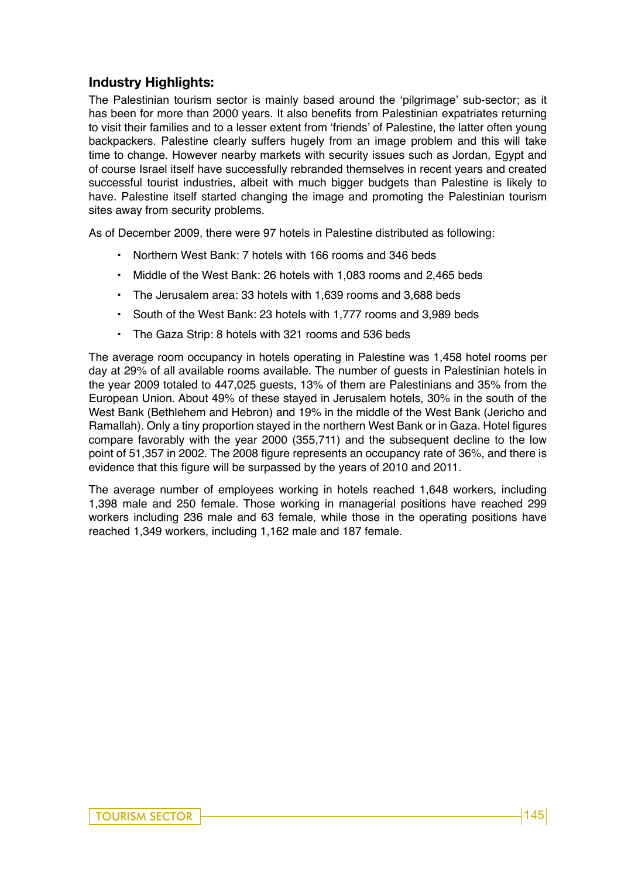## Industry Highlights:

The Palestinian tourism sector is mainly based around the 'pilgrimage' sub-sector; as it has been for more than 2000 years. It also benefits from Palestinian expatriates returning to visit their families and to a lesser extent from 'friends' of Palestine, the latter often young backpackers. Palestine clearly suffers hugely from an image problem and this will take time to change. However nearby markets with security issues such as Jordan, Egypt and of course Israel itself have successfully rebranded themselves in recent years and created successful tourist industries, albeit with much bigger budgets than Palestine is likely to have. Palestine itself started changing the image and promoting the Palestinian tourism sites away from security problems.

As of December 2009, there were 97 hotels in Palestine distributed as following:

- Northern West Bank: 7 hotels with 166 rooms and 346 beds
- Middle of the West Bank: 26 hotels with 1,083 rooms and 2,465 beds
- The Jerusalem area: 33 hotels with 1,639 rooms and 3,688 beds
- South of the West Bank: 23 hotels with 1,777 rooms and 3,989 beds
- The Gaza Strip: 8 hotels with 321 rooms and 536 beds

The average room occupancy in hotels operating in Palestine was 1,458 hotel rooms per day at 29% of all available rooms available. The number of guests in Palestinian hotels in the year 2009 totaled to 447,025 guests, 13% of them are Palestinians and 35% from the European Union. About 49% of these stayed in Jerusalem hotels, 30% in the south of the West Bank (Bethlehem and Hebron) and 19% in the middle of the West Bank (Jericho and Ramallah). Only a tiny proportion stayed in the northern West Bank or in Gaza. Hotel figures compare favorably with the year 2000 (355,711) and the subsequent decline to the low point of 51,357 in 2002. The 2008 figure represents an occupancy rate of 36%, and there is evidence that this figure will be surpassed by the years of 2010 and 2011.

The average number of employees working in hotels reached 1,648 workers, including 1,398 male and 250 female. Those working in managerial positions have reached 299 workers including 236 male and 63 female, while those in the operating positions have reached 1,349 workers, including 1,162 male and 187 female.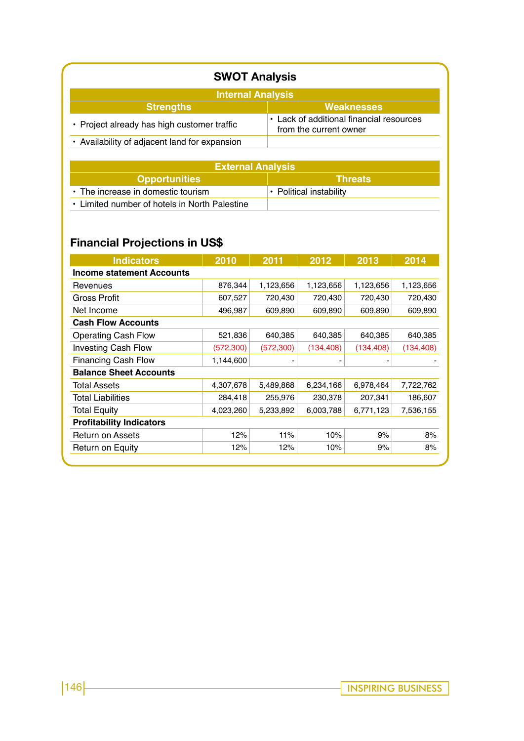## SWOT Analysis

| Internal Analysis | |
|---|---|
| **Strengths** | **Weaknesses** |
| • Project already has high customer traffic | • Lack of additional financial resources from the current owner |
| • Availability of adjacent land for expansion | |

| External Analysis | |
|---|---|
| **Opportunities** | **Threats** |
| • The increase in domestic tourism | • Political instability |
| • Limited number of hotels in North Palestine | |

## Financial Projections in US$

| Indicators | 2010 | 2011 | 2012 | 2013 | 2014 |
|---|---|---|---|---|---|
| **Income statement Accounts** | | | | | |
| Revenues | 876,344 | 1,123,656 | 1,123,656 | 1,123,656 | 1,123,656 |
| Gross Profit | 607,527 | 720,430 | 720,430 | 720,430 | 720,430 |
| Net Income | 496,987 | 609,890 | 609,890 | 609,890 | 609,890 |
| **Cash Flow Accounts** | | | | | |
| Operating Cash Flow | 521,836 | 640,385 | 640,385 | 640,385 | 640,385 |
| Investing Cash Flow | (572,300) | (572,300) | (134,408) | (134,408) | (134,408) |
| Financing Cash Flow | 1,144,600 | - | - | - | - |
| **Balance Sheet Accounts** | | | | | |
| Total Assets | 4,307,678 | 5,489,868 | 6,234,166 | 6,978,464 | 7,722,762 |
| Total Liabilities | 284,418 | 255,976 | 230,378 | 207,341 | 186,607 |
| Total Equity | 4,023,260 | 5,233,892 | 6,003,788 | 6,771,123 | 7,536,155 |
| **Profitability Indicators** | | | | | |
| Return on Assets | 12% | 11% | 10% | 9% | 8% |
| Return on Equity | 12% | 12% | 10% | 9% | 8% |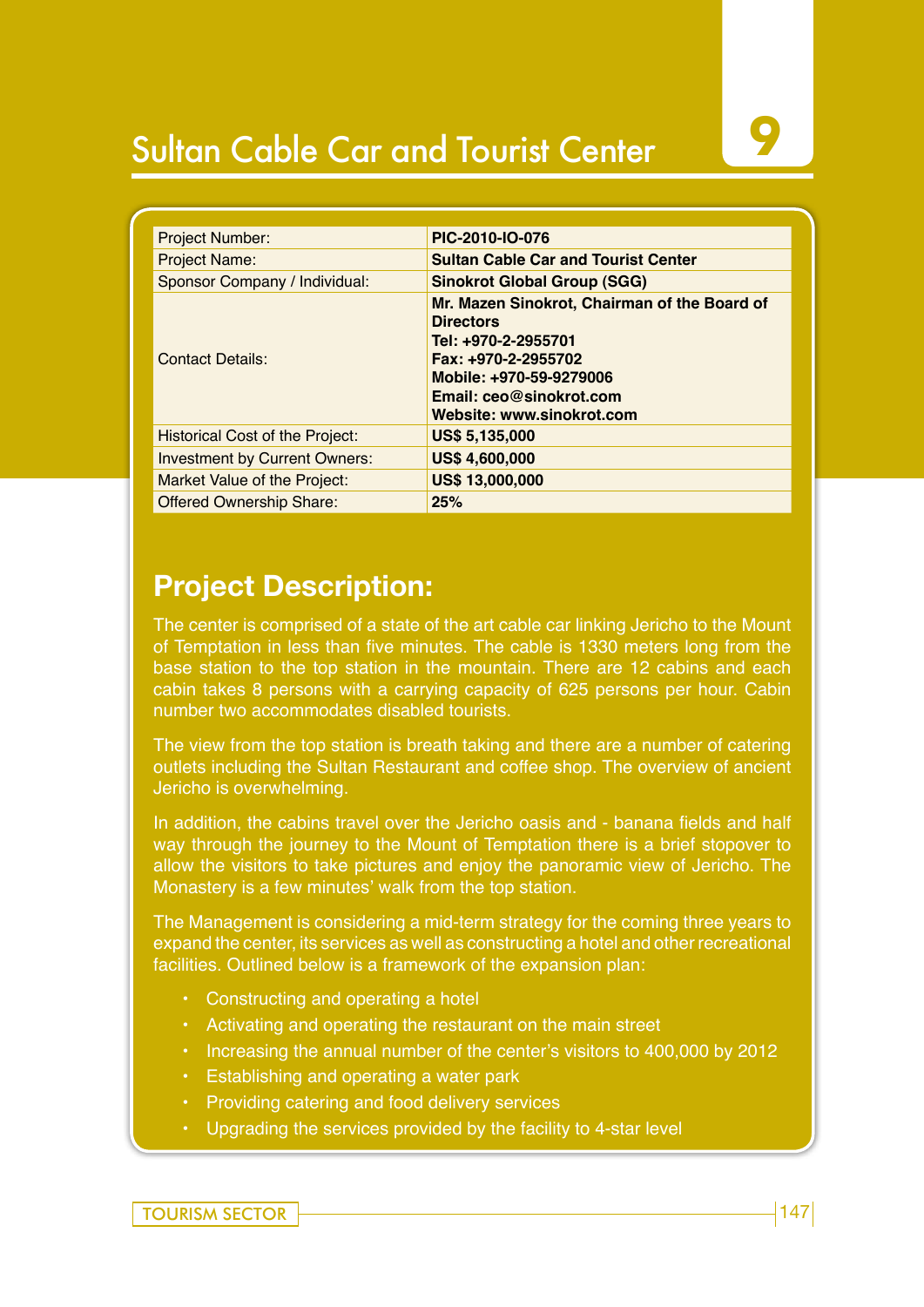# Sultan Cable Car and Tourist Center

9

| Project Number: | **PIC-2010-IO-076** |
|---|---|
| Project Name: | **Sultan Cable Car and Tourist Center** |
| Sponsor Company / Individual: | **Sinokrot Global Group (SGG)** |
| Contact Details: | **Mr. Mazen Sinokrot, Chairman of the Board of Directors**<br>**Tel: +970-2-2955701**<br>**Fax: +970-2-2955702**<br>**Mobile: +970-59-9279006**<br>**Email: ceo@sinokrot.com**<br>**Website: www.sinokrot.com** |
| Historical Cost of the Project: | **US$ 5,135,000** |
| Investment by Current Owners: | **US$ 4,600,000** |
| Market Value of the Project: | **US$ 13,000,000** |
| Offered Ownership Share: | **25%** |

## Project Description:

The center is comprised of a state of the art cable car linking Jericho to the Mount of Temptation in less than five minutes. The cable is 1330 meters long from the base station to the top station in the mountain. There are 12 cabins and each cabin takes 8 persons with a carrying capacity of 625 persons per hour. Cabin number two accommodates disabled tourists.

The view from the top station is breath taking and there are a number of catering outlets including the Sultan Restaurant and coffee shop. The overview of ancient Jericho is overwhelming.

In addition, the cabins travel over the Jericho oasis and - banana fields and half way through the journey to the Mount of Temptation there is a brief stopover to allow the visitors to take pictures and enjoy the panoramic view of Jericho. The Monastery is a few minutes' walk from the top station.

The Management is considering a mid-term strategy for the coming three years to expand the center, its services as well as constructing a hotel and other recreational facilities. Outlined below is a framework of the expansion plan:

- Constructing and operating a hotel
- Activating and operating the restaurant on the main street
- Increasing the annual number of the center's visitors to 400,000 by 2012
- Establishing and operating a water park
- Providing catering and food delivery services
- Upgrading the services provided by the facility to 4-star level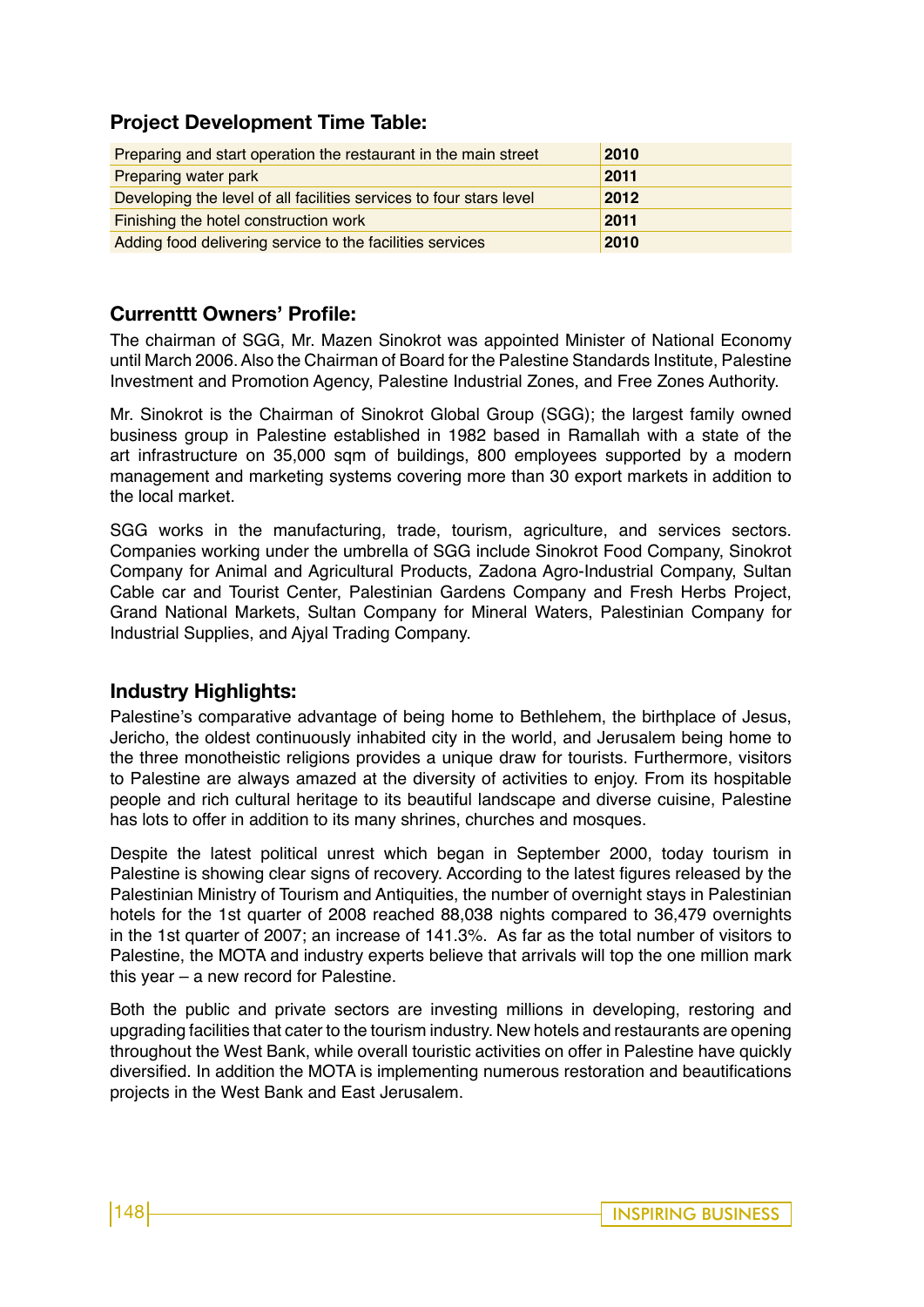## Project Development Time Table:

| Preparing and start operation the restaurant in the main street | **2010** |
|---|---|
| Preparing water park | **2011** |
| Developing the level of all facilities services to four stars level | **2012** |
| Finishing the hotel construction work | **2011** |
| Adding food delivering service to the facilities services | **2010** |

## Currenttt Owners' Profile:

The chairman of SGG, Mr. Mazen Sinokrot was appointed Minister of National Economy until March 2006. Also the Chairman of Board for the Palestine Standards Institute, Palestine Investment and Promotion Agency, Palestine Industrial Zones, and Free Zones Authority.

Mr. Sinokrot is the Chairman of Sinokrot Global Group (SGG); the largest family owned business group in Palestine established in 1982 based in Ramallah with a state of the art infrastructure on 35,000 sqm of buildings, 800 employees supported by a modern management and marketing systems covering more than 30 export markets in addition to the local market.

SGG works in the manufacturing, trade, tourism, agriculture, and services sectors. Companies working under the umbrella of SGG include Sinokrot Food Company, Sinokrot Company for Animal and Agricultural Products, Zadona Agro-Industrial Company, Sultan Cable car and Tourist Center, Palestinian Gardens Company and Fresh Herbs Project, Grand National Markets, Sultan Company for Mineral Waters, Palestinian Company for Industrial Supplies, and Ajyal Trading Company.

## Industry Highlights:

Palestine's comparative advantage of being home to Bethlehem, the birthplace of Jesus, Jericho, the oldest continuously inhabited city in the world, and Jerusalem being home to the three monotheistic religions provides a unique draw for tourists. Furthermore, visitors to Palestine are always amazed at the diversity of activities to enjoy. From its hospitable people and rich cultural heritage to its beautiful landscape and diverse cuisine, Palestine has lots to offer in addition to its many shrines, churches and mosques.

Despite the latest political unrest which began in September 2000, today tourism in Palestine is showing clear signs of recovery. According to the latest figures released by the Palestinian Ministry of Tourism and Antiquities, the number of overnight stays in Palestinian hotels for the 1st quarter of 2008 reached 88,038 nights compared to 36,479 overnights in the 1st quarter of 2007; an increase of 141.3%. As far as the total number of visitors to Palestine, the MOTA and industry experts believe that arrivals will top the one million mark this year – a new record for Palestine.

Both the public and private sectors are investing millions in developing, restoring and upgrading facilities that cater to the tourism industry. New hotels and restaurants are opening throughout the West Bank, while overall touristic activities on offer in Palestine have quickly diversified. In addition the MOTA is implementing numerous restoration and beautifications projects in the West Bank and East Jerusalem.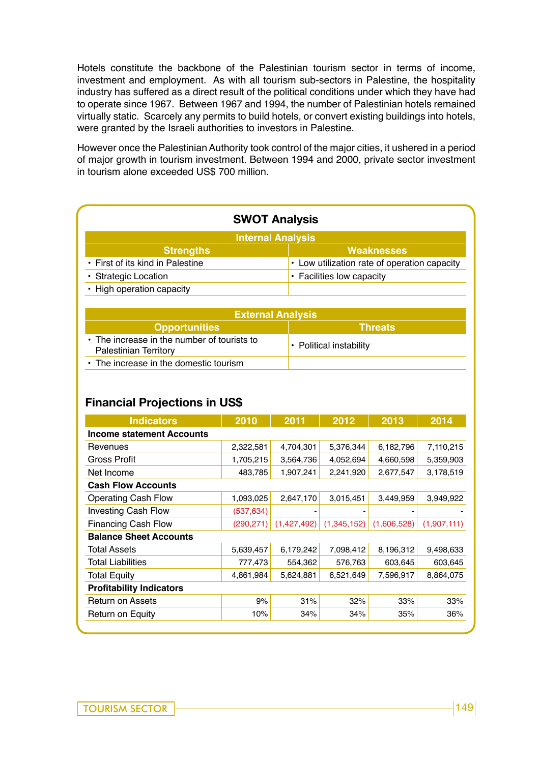Hotels constitute the backbone of the Palestinian tourism sector in terms of income, investment and employment. As with all tourism sub-sectors in Palestine, the hospitality industry has suffered as a direct result of the political conditions under which they have had to operate since 1967. Between 1967 and 1994, the number of Palestinian hotels remained virtually static. Scarcely any permits to build hotels, or convert existing buildings into hotels, were granted by the Israeli authorities to investors in Palestine.

However once the Palestinian Authority took control of the major cities, it ushered in a period of major growth in tourism investment. Between 1994 and 2000, private sector investment in tourism alone exceeded US$ 700 million.

## SWOT Analysis

| Internal Analysis | |
|---|---|
| **Strengths** | **Weaknesses** |
| • First of its kind in Palestine | • Low utilization rate of operation capacity |
| • Strategic Location | • Facilities low capacity |
| • High operation capacity | |

| External Analysis | |
|---|---|
| **Opportunities** | **Threats** |
| • The increase in the number of tourists to Palestinian Territory | • Political instability |
| • The increase in the domestic tourism | |

## Financial Projections in US$

| Indicators | 2010 | 2011 | 2012 | 2013 | 2014 |
|---|---|---|---|---|---|
| **Income statement Accounts** | | | | | |
| Revenues | 2,322,581 | 4,704,301 | 5,376,344 | 6,182,796 | 7,110,215 |
| Gross Profit | 1,705,215 | 3,564,736 | 4,052,694 | 4,660,598 | 5,359,903 |
| Net Income | 483,785 | 1,907,241 | 2,241,920 | 2,677,547 | 3,178,519 |
| **Cash Flow Accounts** | | | | | |
| Operating Cash Flow | 1,093,025 | 2,647,170 | 3,015,451 | 3,449,959 | 3,949,922 |
| Investing Cash Flow | (537,634) | - | - | - | - |
| Financing Cash Flow | (290,271) | (1,427,492) | (1,345,152) | (1,606,528) | (1,907,111) |
| **Balance Sheet Accounts** | | | | | |
| Total Assets | 5,639,457 | 6,179,242 | 7,098,412 | 8,196,312 | 9,498,633 |
| Total Liabilities | 777,473 | 554,362 | 576,763 | 603,645 | 603,645 |
| Total Equity | 4,861,984 | 5,624,881 | 6,521,649 | 7,596,917 | 8,864,075 |
| **Profitability Indicators** | | | | | |
| Return on Assets | 9% | 31% | 32% | 33% | 33% |
| Return on Equity | 10% | 34% | 34% | 35% | 36% |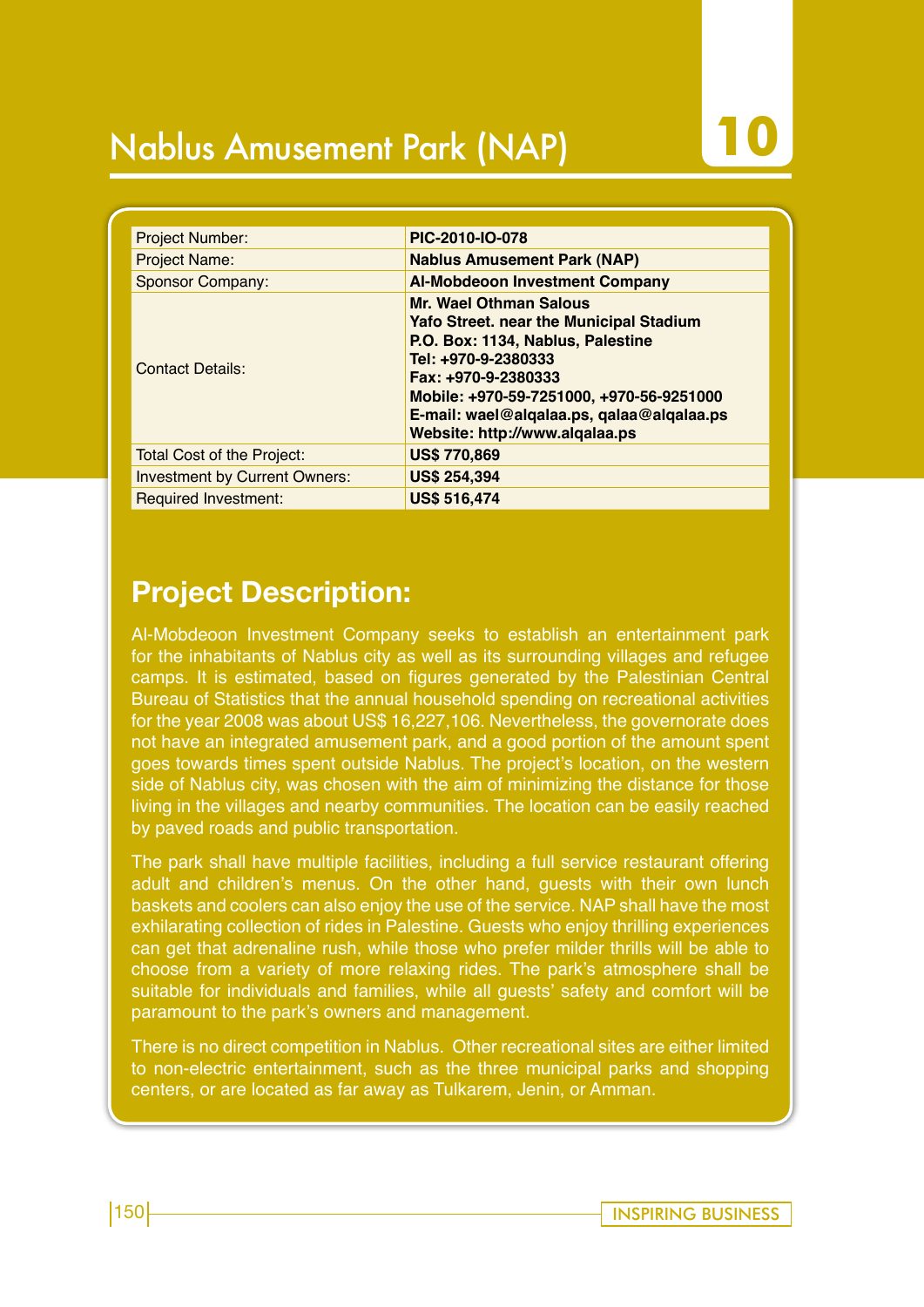# Nablus Amusement Park (NAP)

10

| Project Number: | **PIC-2010-IO-078** |
|---|---|
| Project Name: | **Nablus Amusement Park (NAP)** |
| Sponsor Company: | **Al-Mobdeoon Investment Company** |
| Contact Details: | **Mr. Wael Othman Salous**<br>**Yafo Street. near the Municipal Stadium**<br>**P.O. Box: 1134, Nablus, Palestine**<br>**Tel: +970-9-2380333**<br>**Fax: +970-9-2380333**<br>**Mobile: +970-59-7251000, +970-56-9251000**<br>**E-mail: wael@alqalaa.ps, qalaa@alqalaa.ps**<br>**Website: http://www.alqalaa.ps** |
| Total Cost of the Project: | **US$ 770,869** |
| Investment by Current Owners: | **US$ 254,394** |
| Required Investment: | **US$ 516,474** |

## Project Description:

Al-Mobdeoon Investment Company seeks to establish an entertainment park for the inhabitants of Nablus city as well as its surrounding villages and refugee camps. It is estimated, based on figures generated by the Palestinian Central Bureau of Statistics that the annual household spending on recreational activities for the year 2008 was about US$ 16,227,106. Nevertheless, the governorate does not have an integrated amusement park, and a good portion of the amount spent goes towards times spent outside Nablus. The project's location, on the western side of Nablus city, was chosen with the aim of minimizing the distance for those living in the villages and nearby communities. The location can be easily reached by paved roads and public transportation.

The park shall have multiple facilities, including a full service restaurant offering adult and children's menus. On the other hand, guests with their own lunch baskets and coolers can also enjoy the use of the service. NAP shall have the most exhilarating collection of rides in Palestine. Guests who enjoy thrilling experiences can get that adrenaline rush, while those who prefer milder thrills will be able to choose from a variety of more relaxing rides. The park's atmosphere shall be suitable for individuals and families, while all guests' safety and comfort will be paramount to the park's owners and management.

There is no direct competition in Nablus. Other recreational sites are either limited to non-electric entertainment, such as the three municipal parks and shopping centers, or are located as far away as Tulkarem, Jenin, or Amman.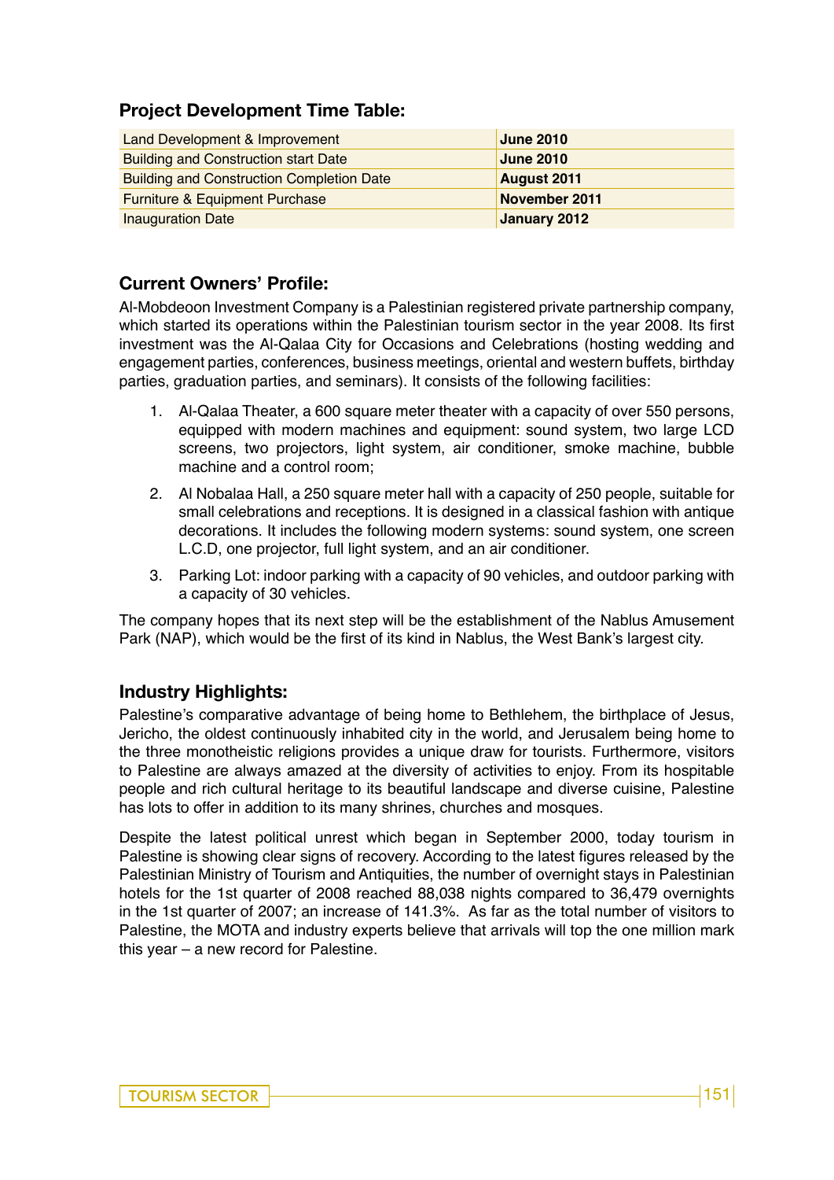### Project Development Time Table:

| | |
|---|---|
| Land Development & Improvement | **June 2010** |
| Building and Construction start Date | **June 2010** |
| Building and Construction Completion Date | **August 2011** |
| Furniture & Equipment Purchase | **November 2011** |
| Inauguration Date | **January 2012** |

### Current Owners' Profile:

Al-Mobdeoon Investment Company is a Palestinian registered private partnership company, which started its operations within the Palestinian tourism sector in the year 2008. Its first investment was the Al-Qalaa City for Occasions and Celebrations (hosting wedding and engagement parties, conferences, business meetings, oriental and western buffets, birthday parties, graduation parties, and seminars). It consists of the following facilities:

1. Al-Qalaa Theater, a 600 square meter theater with a capacity of over 550 persons, equipped with modern machines and equipment: sound system, two large LCD screens, two projectors, light system, air conditioner, smoke machine, bubble machine and a control room;
2. Al Nobalaa Hall, a 250 square meter hall with a capacity of 250 people, suitable for small celebrations and receptions. It is designed in a classical fashion with antique decorations. It includes the following modern systems: sound system, one screen L.C.D, one projector, full light system, and an air conditioner.
3. Parking Lot: indoor parking with a capacity of 90 vehicles, and outdoor parking with a capacity of 30 vehicles.

The company hopes that its next step will be the establishment of the Nablus Amusement Park (NAP), which would be the first of its kind in Nablus, the West Bank's largest city.

### Industry Highlights:

Palestine's comparative advantage of being home to Bethlehem, the birthplace of Jesus, Jericho, the oldest continuously inhabited city in the world, and Jerusalem being home to the three monotheistic religions provides a unique draw for tourists. Furthermore, visitors to Palestine are always amazed at the diversity of activities to enjoy. From its hospitable people and rich cultural heritage to its beautiful landscape and diverse cuisine, Palestine has lots to offer in addition to its many shrines, churches and mosques.

Despite the latest political unrest which began in September 2000, today tourism in Palestine is showing clear signs of recovery. According to the latest figures released by the Palestinian Ministry of Tourism and Antiquities, the number of overnight stays in Palestinian hotels for the 1st quarter of 2008 reached 88,038 nights compared to 36,479 overnights in the 1st quarter of 2007; an increase of 141.3%. As far as the total number of visitors to Palestine, the MOTA and industry experts believe that arrivals will top the one million mark this year – a new record for Palestine.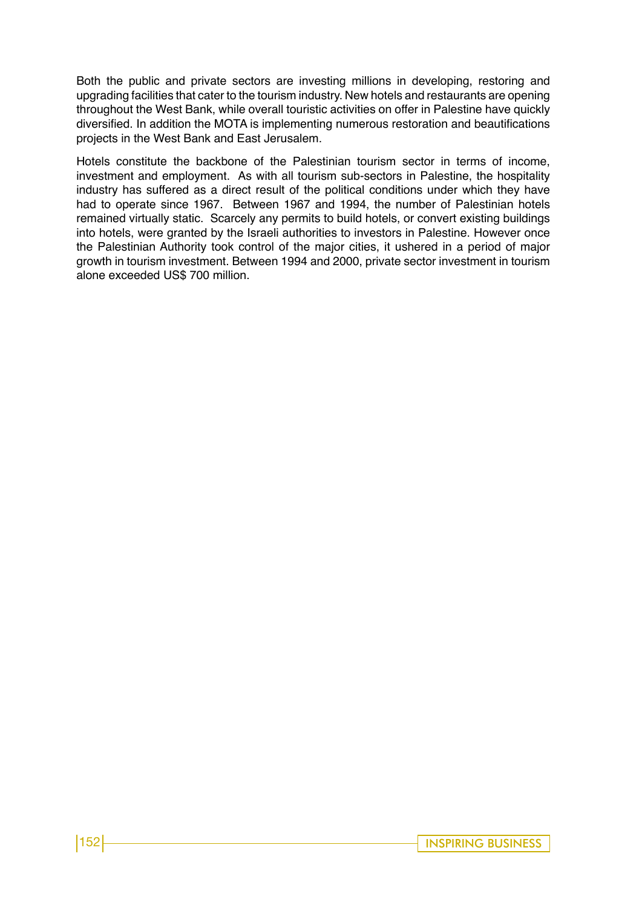Both the public and private sectors are investing millions in developing, restoring and upgrading facilities that cater to the tourism industry. New hotels and restaurants are opening throughout the West Bank, while overall touristic activities on offer in Palestine have quickly diversified. In addition the MOTA is implementing numerous restoration and beautifications projects in the West Bank and East Jerusalem.

Hotels constitute the backbone of the Palestinian tourism sector in terms of income, investment and employment. As with all tourism sub-sectors in Palestine, the hospitality industry has suffered as a direct result of the political conditions under which they have had to operate since 1967. Between 1967 and 1994, the number of Palestinian hotels remained virtually static. Scarcely any permits to build hotels, or convert existing buildings into hotels, were granted by the Israeli authorities to investors in Palestine. However once the Palestinian Authority took control of the major cities, it ushered in a period of major growth in tourism investment. Between 1994 and 2000, private sector investment in tourism alone exceeded US$ 700 million.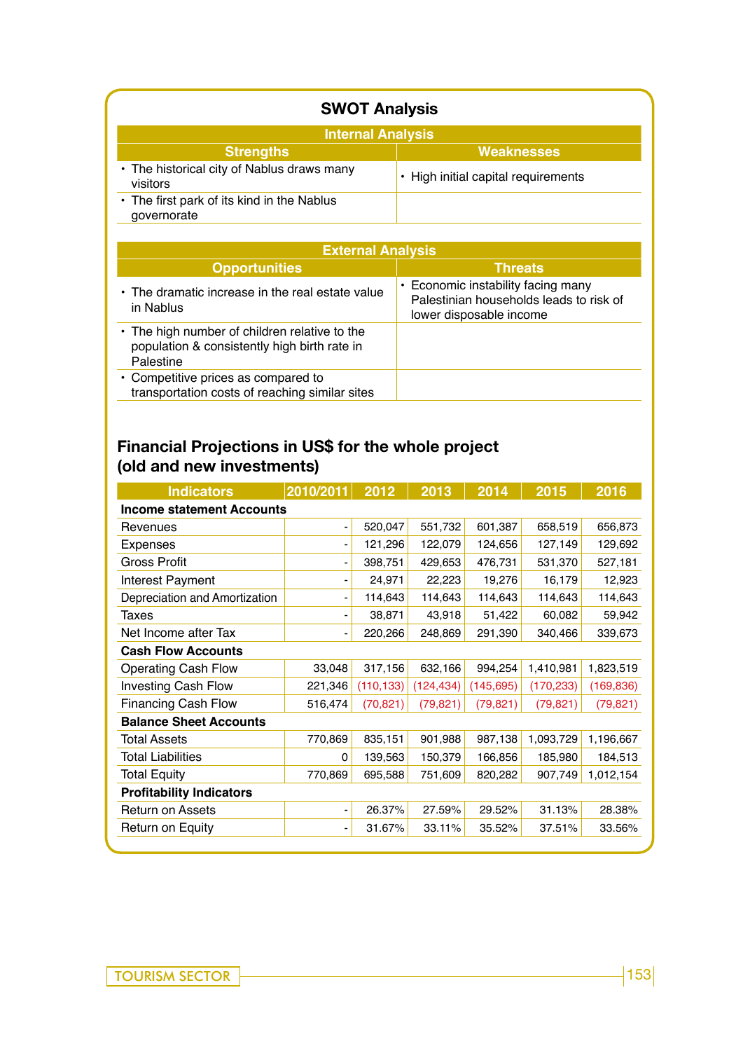## SWOT Analysis

| Internal Analysis | |
|---|---|
| **Strengths** | **Weaknesses** |
| • The historical city of Nablus draws many visitors | • High initial capital requirements |
| • The first park of its kind in the Nablus governorate | |

| External Analysis | |
|---|---|
| **Opportunities** | **Threats** |
| • The dramatic increase in the real estate value in Nablus | • Economic instability facing many Palestinian households leads to risk of lower disposable income |
| • The high number of children relative to the population & consistently high birth rate in Palestine | |
| • Competitive prices as compared to transportation costs of reaching similar sites | |

## Financial Projections in US$ for the whole project (old and new investments)

| Indicators | 2010/2011 | 2012 | 2013 | 2014 | 2015 | 2016 |
|---|---|---|---|---|---|---|
| **Income statement Accounts** | | | | | | |
| Revenues | - | 520,047 | 551,732 | 601,387 | 658,519 | 656,873 |
| Expenses | - | 121,296 | 122,079 | 124,656 | 127,149 | 129,692 |
| Gross Profit | - | 398,751 | 429,653 | 476,731 | 531,370 | 527,181 |
| Interest Payment | - | 24,971 | 22,223 | 19,276 | 16,179 | 12,923 |
| Depreciation and Amortization | - | 114,643 | 114,643 | 114,643 | 114,643 | 114,643 |
| Taxes | - | 38,871 | 43,918 | 51,422 | 60,082 | 59,942 |
| Net Income after Tax | - | 220,266 | 248,869 | 291,390 | 340,466 | 339,673 |
| **Cash Flow Accounts** | | | | | | |
| Operating Cash Flow | 33,048 | 317,156 | 632,166 | 994,254 | 1,410,981 | 1,823,519 |
| Investing Cash Flow | 221,346 | (110,133) | (124,434) | (145,695) | (170,233) | (169,836) |
| Financing Cash Flow | 516,474 | (70,821) | (79,821) | (79,821) | (79,821) | (79,821) |
| **Balance Sheet Accounts** | | | | | | |
| Total Assets | 770,869 | 835,151 | 901,988 | 987,138 | 1,093,729 | 1,196,667 |
| Total Liabilities | 0 | 139,563 | 150,379 | 166,856 | 185,980 | 184,513 |
| Total Equity | 770,869 | 695,588 | 751,609 | 820,282 | 907,749 | 1,012,154 |
| **Profitability Indicators** | | | | | | |
| Return on Assets | - | 26.37% | 27.59% | 29.52% | 31.13% | 28.38% |
| Return on Equity | - | 31.67% | 33.11% | 35.52% | 37.51% | 33.56% |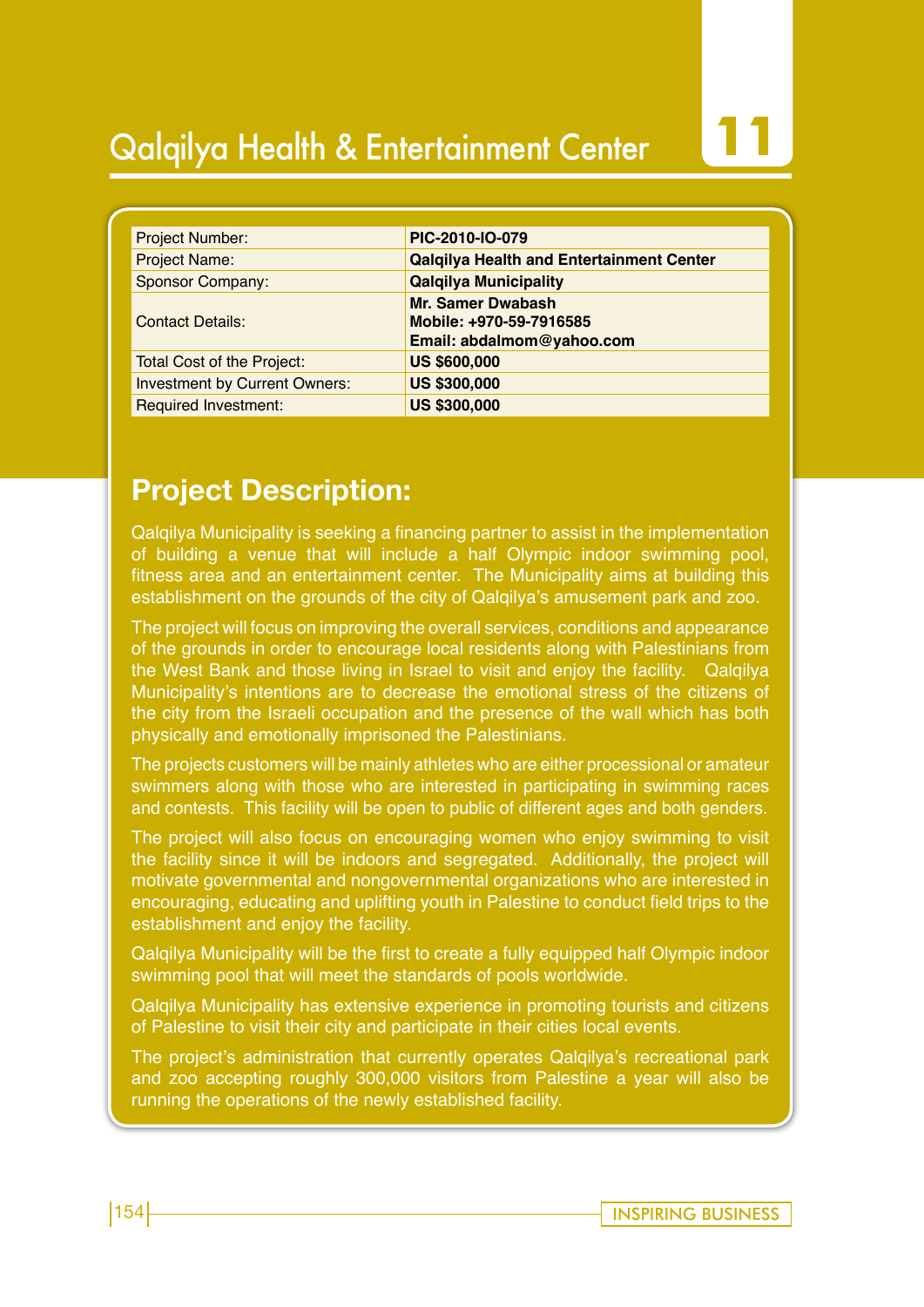# Qalqilya Health & Entertainment Center

## 11

| Project Number: | **PIC-2010-IO-079** |
|---|---|
| Project Name: | **Qalqilya Health and Entertainment Center** |
| Sponsor Company: | **Qalqilya Municipality** |
| Contact Details: | **Mr. Samer Dwabash**<br>**Mobile: +970-59-7916585**<br>**Email: abdalmom@yahoo.com** |
| Total Cost of the Project: | **US $600,000** |
| Investment by Current Owners: | **US $300,000** |
| Required Investment: | **US $300,000** |

## Project Description:

Qalqilya Municipality is seeking a financing partner to assist in the implementation of building a venue that will include a half Olympic indoor swimming pool, fitness area and an entertainment center. The Municipality aims at building this establishment on the grounds of the city of Qalqilya's amusement park and zoo.

The project will focus on improving the overall services, conditions and appearance of the grounds in order to encourage local residents along with Palestinians from the West Bank and those living in Israel to visit and enjoy the facility. Qalqilya Municipality's intentions are to decrease the emotional stress of the citizens of the city from the Israeli occupation and the presence of the wall which has both physically and emotionally imprisoned the Palestinians.

The projects customers will be mainly athletes who are either processional or amateur swimmers along with those who are interested in participating in swimming races and contests. This facility will be open to public of different ages and both genders.

The project will also focus on encouraging women who enjoy swimming to visit the facility since it will be indoors and segregated. Additionally, the project will motivate governmental and nongovernmental organizations who are interested in encouraging, educating and uplifting youth in Palestine to conduct field trips to the establishment and enjoy the facility.

Qalqilya Municipality will be the first to create a fully equipped half Olympic indoor swimming pool that will meet the standards of pools worldwide.

Qalqilya Municipality has extensive experience in promoting tourists and citizens of Palestine to visit their city and participate in their cities local events.

The project's administration that currently operates Qalqilya's recreational park and zoo accepting roughly 300,000 visitors from Palestine a year will also be running the operations of the newly established facility.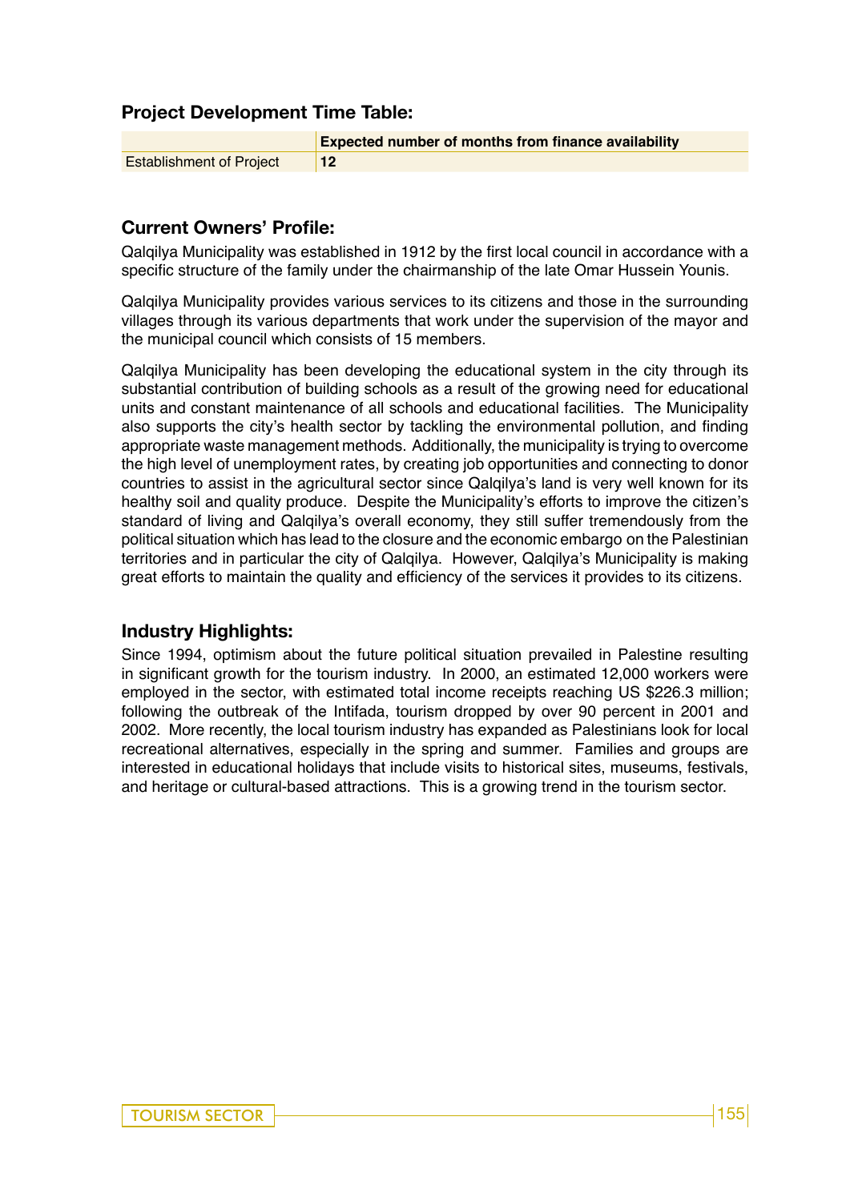### Project Development Time Table:

| | Expected number of months from finance availability |
|---|---|
| Establishment of Project | 12 |

### Current Owners' Profile:

Qalqilya Municipality was established in 1912 by the first local council in accordance with a specific structure of the family under the chairmanship of the late Omar Hussein Younis.

Qalqilya Municipality provides various services to its citizens and those in the surrounding villages through its various departments that work under the supervision of the mayor and the municipal council which consists of 15 members.

Qalqilya Municipality has been developing the educational system in the city through its substantial contribution of building schools as a result of the growing need for educational units and constant maintenance of all schools and educational facilities. The Municipality also supports the city's health sector by tackling the environmental pollution, and finding appropriate waste management methods. Additionally, the municipality is trying to overcome the high level of unemployment rates, by creating job opportunities and connecting to donor countries to assist in the agricultural sector since Qalqilya's land is very well known for its healthy soil and quality produce. Despite the Municipality's efforts to improve the citizen's standard of living and Qalqilya's overall economy, they still suffer tremendously from the political situation which has lead to the closure and the economic embargo on the Palestinian territories and in particular the city of Qalqilya. However, Qalqilya's Municipality is making great efforts to maintain the quality and efficiency of the services it provides to its citizens.

### Industry Highlights:

Since 1994, optimism about the future political situation prevailed in Palestine resulting in significant growth for the tourism industry. In 2000, an estimated 12,000 workers were employed in the sector, with estimated total income receipts reaching US $226.3 million; following the outbreak of the Intifada, tourism dropped by over 90 percent in 2001 and 2002. More recently, the local tourism industry has expanded as Palestinians look for local recreational alternatives, especially in the spring and summer. Families and groups are interested in educational holidays that include visits to historical sites, museums, festivals, and heritage or cultural-based attractions. This is a growing trend in the tourism sector.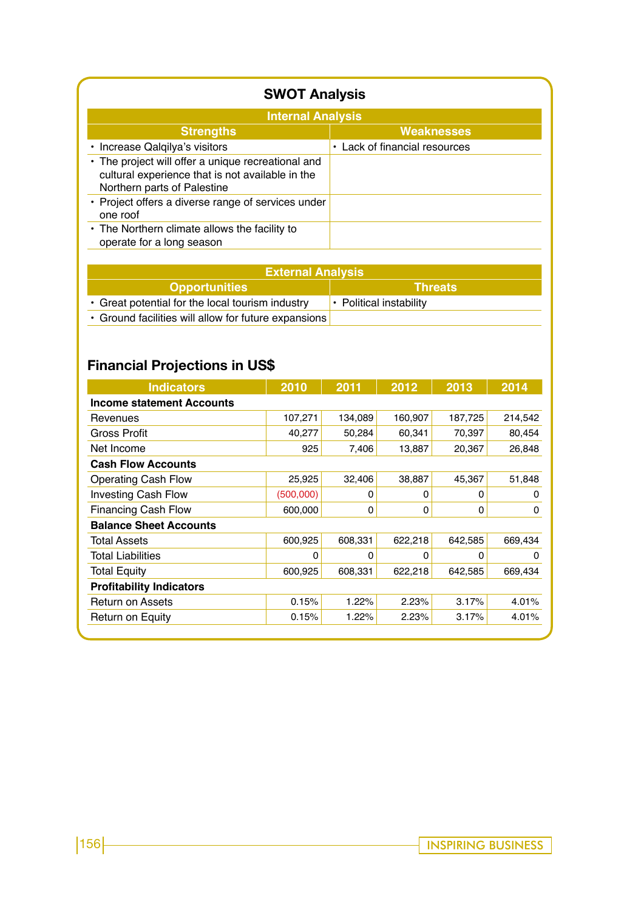## SWOT Analysis

| Internal Analysis | |
|---|---|
| **Strengths** | **Weaknesses** |
| • Increase Qalqilya's visitors | • Lack of financial resources |
| • The project will offer a unique recreational and cultural experience that is not available in the Northern parts of Palestine | |
| • Project offers a diverse range of services under one roof | |
| • The Northern climate allows the facility to operate for a long season | |

| External Analysis | |
|---|---|
| **Opportunities** | **Threats** |
| • Great potential for the local tourism industry | • Political instability |
| • Ground facilities will allow for future expansions | |

## Financial Projections in US$

| Indicators | 2010 | 2011 | 2012 | 2013 | 2014 |
|---|---|---|---|---|---|
| **Income statement Accounts** | | | | | |
| Revenues | 107,271 | 134,089 | 160,907 | 187,725 | 214,542 |
| Gross Profit | 40,277 | 50,284 | 60,341 | 70,397 | 80,454 |
| Net Income | 925 | 7,406 | 13,887 | 20,367 | 26,848 |
| **Cash Flow Accounts** | | | | | |
| Operating Cash Flow | 25,925 | 32,406 | 38,887 | 45,367 | 51,848 |
| Investing Cash Flow | (500,000) | 0 | 0 | 0 | 0 |
| Financing Cash Flow | 600,000 | 0 | 0 | 0 | 0 |
| **Balance Sheet Accounts** | | | | | |
| Total Assets | 600,925 | 608,331 | 622,218 | 642,585 | 669,434 |
| Total Liabilities | 0 | 0 | 0 | 0 | 0 |
| Total Equity | 600,925 | 608,331 | 622,218 | 642,585 | 669,434 |
| **Profitability Indicators** | | | | | |
| Return on Assets | 0.15% | 1.22% | 2.23% | 3.17% | 4.01% |
| Return on Equity | 0.15% | 1.22% | 2.23% | 3.17% | 4.01% |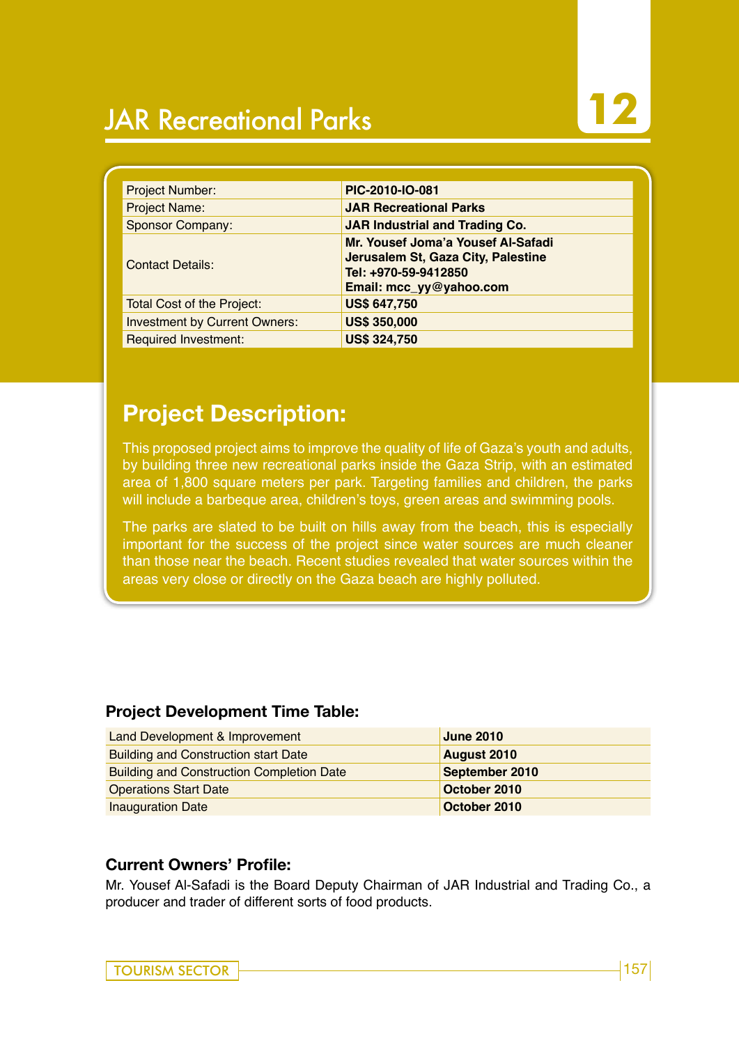# JAR Recreational Parks

12

| Project Number: | PIC-2010-IO-081 |
|---|---|
| Project Name: | JAR Recreational Parks |
| Sponsor Company: | JAR Industrial and Trading Co. |
| Contact Details: | Mr. Yousef Joma'a Yousef Al-Safadi<br>Jerusalem St, Gaza City, Palestine<br>Tel: +970-59-9412850<br>Email: mcc_yy@yahoo.com |
| Total Cost of the Project: | US$ 647,750 |
| Investment by Current Owners: | US$ 350,000 |
| Required Investment: | US$ 324,750 |

## Project Description:

This proposed project aims to improve the quality of life of Gaza's youth and adults, by building three new recreational parks inside the Gaza Strip, with an estimated area of 1,800 square meters per park. Targeting families and children, the parks will include a barbeque area, children's toys, green areas and swimming pools.

The parks are slated to be built on hills away from the beach, this is especially important for the success of the project since water sources are much cleaner than those near the beach. Recent studies revealed that water sources within the areas very close or directly on the Gaza beach are highly polluted.

### Project Development Time Table:

| Land Development & Improvement | June 2010 |
|---|---|
| Building and Construction start Date | August 2010 |
| Building and Construction Completion Date | September 2010 |
| Operations Start Date | October 2010 |
| Inauguration Date | October 2010 |

### Current Owners' Profile:

Mr. Yousef Al-Safadi is the Board Deputy Chairman of JAR Industrial and Trading Co., a producer and trader of different sorts of food products.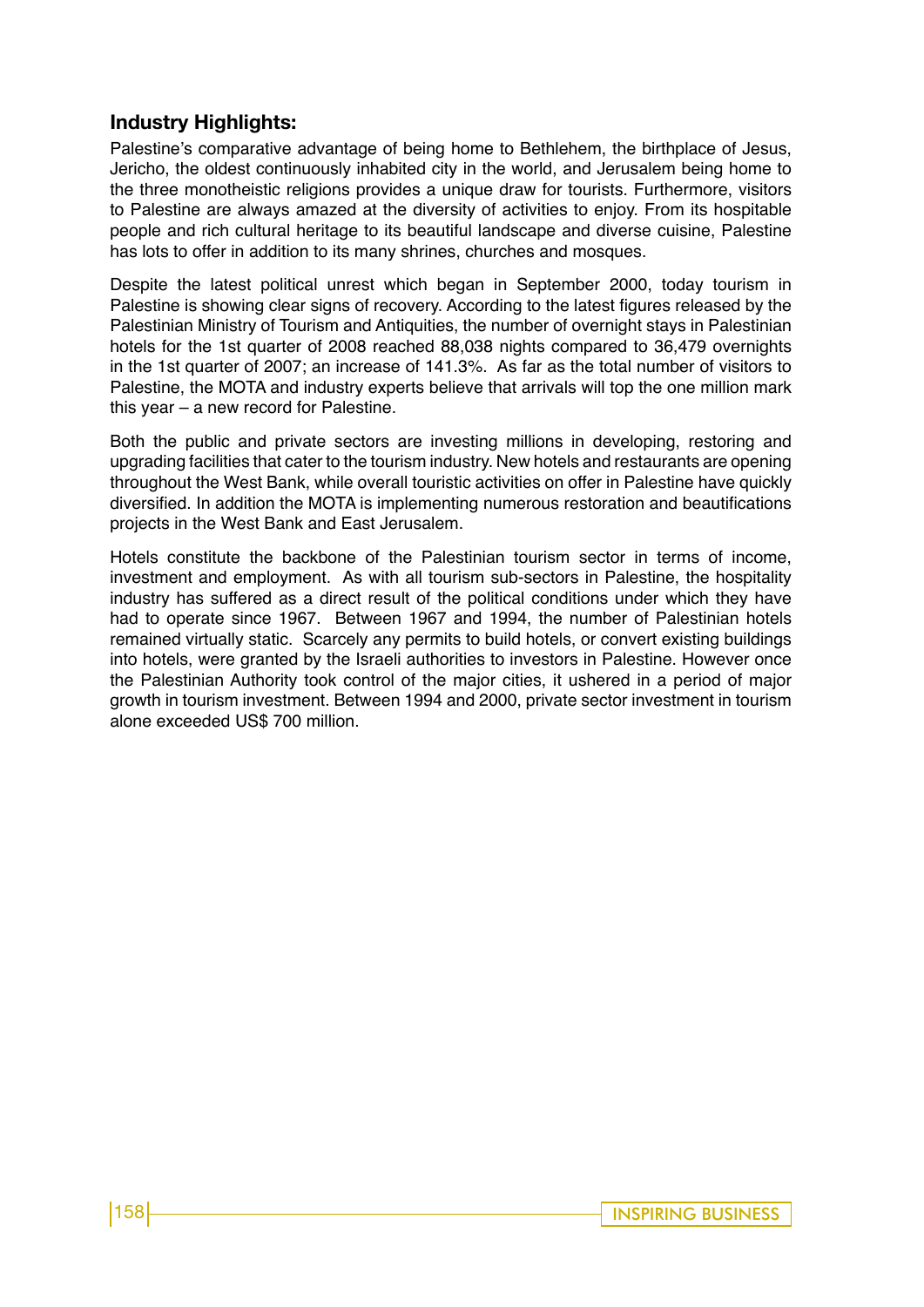## Industry Highlights:

Palestine's comparative advantage of being home to Bethlehem, the birthplace of Jesus, Jericho, the oldest continuously inhabited city in the world, and Jerusalem being home to the three monotheistic religions provides a unique draw for tourists. Furthermore, visitors to Palestine are always amazed at the diversity of activities to enjoy. From its hospitable people and rich cultural heritage to its beautiful landscape and diverse cuisine, Palestine has lots to offer in addition to its many shrines, churches and mosques.

Despite the latest political unrest which began in September 2000, today tourism in Palestine is showing clear signs of recovery. According to the latest figures released by the Palestinian Ministry of Tourism and Antiquities, the number of overnight stays in Palestinian hotels for the 1st quarter of 2008 reached 88,038 nights compared to 36,479 overnights in the 1st quarter of 2007; an increase of 141.3%. As far as the total number of visitors to Palestine, the MOTA and industry experts believe that arrivals will top the one million mark this year – a new record for Palestine.

Both the public and private sectors are investing millions in developing, restoring and upgrading facilities that cater to the tourism industry. New hotels and restaurants are opening throughout the West Bank, while overall touristic activities on offer in Palestine have quickly diversified. In addition the MOTA is implementing numerous restoration and beautifications projects in the West Bank and East Jerusalem.

Hotels constitute the backbone of the Palestinian tourism sector in terms of income, investment and employment. As with all tourism sub-sectors in Palestine, the hospitality industry has suffered as a direct result of the political conditions under which they have had to operate since 1967. Between 1967 and 1994, the number of Palestinian hotels remained virtually static. Scarcely any permits to build hotels, or convert existing buildings into hotels, were granted by the Israeli authorities to investors in Palestine. However once the Palestinian Authority took control of the major cities, it ushered in a period of major growth in tourism investment. Between 1994 and 2000, private sector investment in tourism alone exceeded US$ 700 million.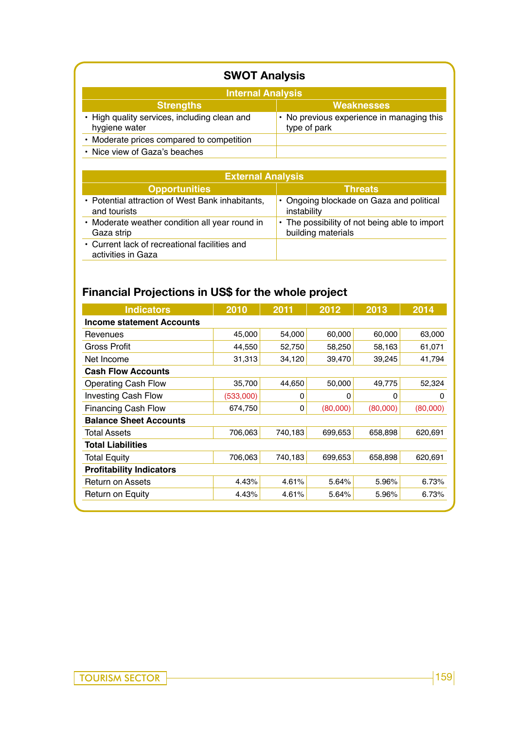## SWOT Analysis

| Internal Analysis | |
|---|---|
| **Strengths** | **Weaknesses** |
| • High quality services, including clean and hygiene water | • No previous experience in managing this type of park |
| • Moderate prices compared to competition | |
| • Nice view of Gaza's beaches | |

| External Analysis | |
|---|---|
| **Opportunities** | **Threats** |
| • Potential attraction of West Bank inhabitants, and tourists | • Ongoing blockade on Gaza and political instability |
| • Moderate weather condition all year round in Gaza strip | • The possibility of not being able to import building materials |
| • Current lack of recreational facilities and activities in Gaza | |

## Financial Projections in US$ for the whole project

| Indicators | 2010 | 2011 | 2012 | 2013 | 2014 |
|---|---|---|---|---|---|
| **Income statement Accounts** | | | | | |
| Revenues | 45,000 | 54,000 | 60,000 | 60,000 | 63,000 |
| Gross Profit | 44,550 | 52,750 | 58,250 | 58,163 | 61,071 |
| Net Income | 31,313 | 34,120 | 39,470 | 39,245 | 41,794 |
| **Cash Flow Accounts** | | | | | |
| Operating Cash Flow | 35,700 | 44,650 | 50,000 | 49,775 | 52,324 |
| Investing Cash Flow | (533,000) | 0 | 0 | 0 | 0 |
| Financing Cash Flow | 674,750 | 0 | (80,000) | (80,000) | (80,000) |
| **Balance Sheet Accounts** | | | | | |
| Total Assets | 706,063 | 740,183 | 699,653 | 658,898 | 620,691 |
| **Total Liabilities** | | | | | |
| Total Equity | 706,063 | 740,183 | 699,653 | 658,898 | 620,691 |
| **Profitability Indicators** | | | | | |
| Return on Assets | 4.43% | 4.61% | 5.64% | 5.96% | 6.73% |
| Return on Equity | 4.43% | 4.61% | 5.64% | 5.96% | 6.73% |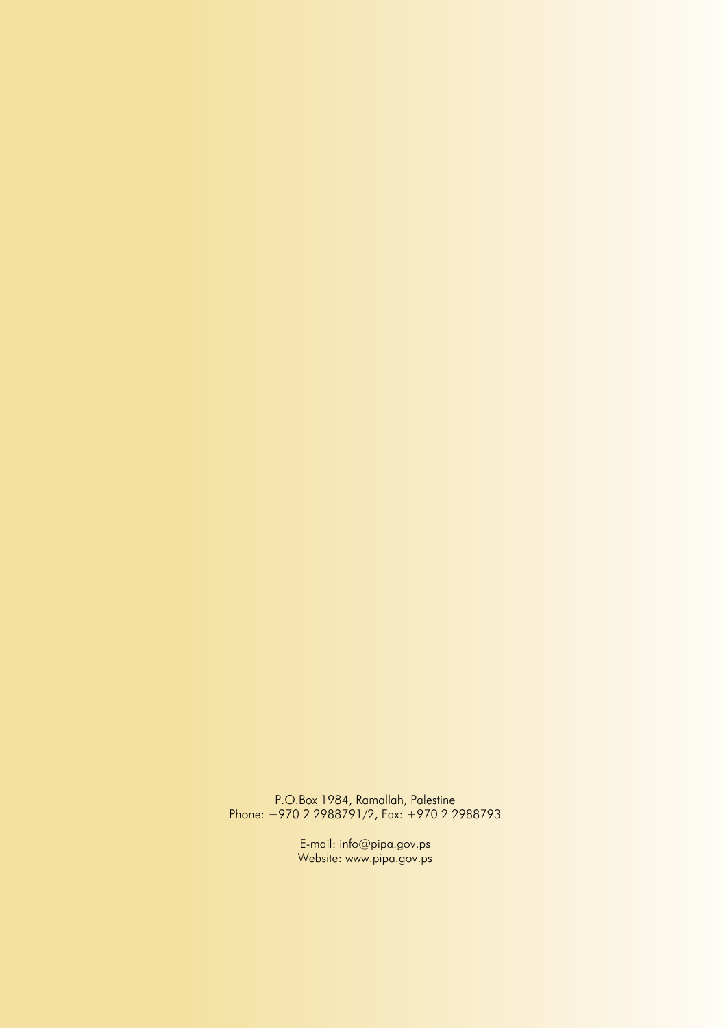P.O.Box 1984, Ramallah, Palestine
Phone: +970 2 2988791/2, Fax: +970 2 2988793

E-mail: info@pipa.gov.ps
Website: www.pipa.gov.ps